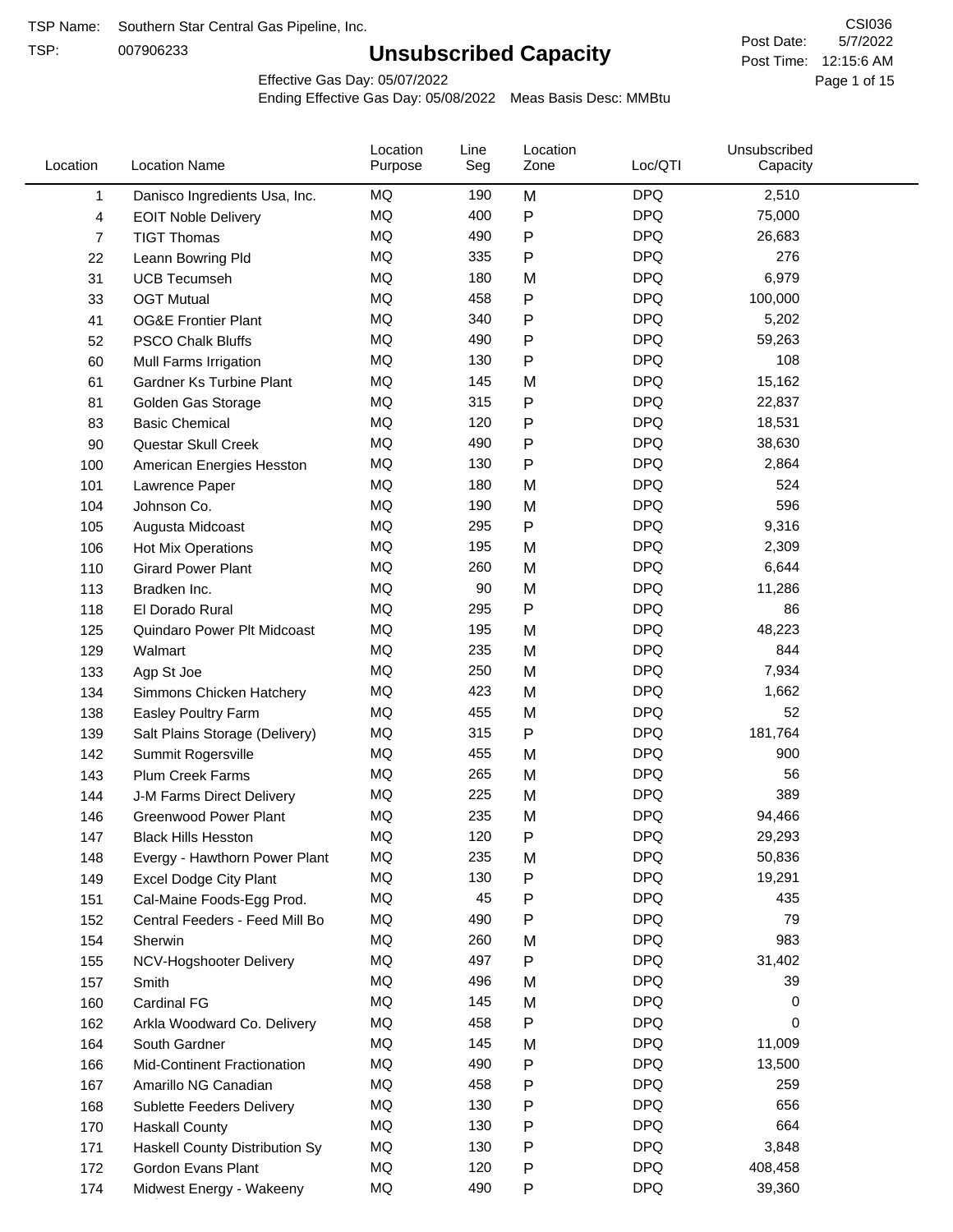TSP Name: Southern Star Central Gas Pipeline, Inc.

TSP: 007906233

CSI036

Post Date: 5/7/2022

Post Time: 12:15:6 AM

# Unsubscribed Capacity

Effective Gas Day: 05/07/2022

Ending Effective Gas Day: 05/08/2022 Meas Basis Desc: MMBtu

| Location | Location Name | Location Purpose | Line Seg | Location Zone | Loc/QTI | Unsubscribed Capacity |
|---|---|---|---|---|---|---|
| 1 | Danisco Ingredients Usa, Inc. | MQ | 190 | M | DPQ | 2,510 |
| 4 | EOIT Noble Delivery | MQ | 400 | P | DPQ | 75,000 |
| 7 | TIGT Thomas | MQ | 490 | P | DPQ | 26,683 |
| 22 | Leann Bowring Pld | MQ | 335 | P | DPQ | 276 |
| 31 | UCB Tecumseh | MQ | 180 | M | DPQ | 6,979 |
| 33 | OGT Mutual | MQ | 458 | P | DPQ | 100,000 |
| 41 | OG&E Frontier Plant | MQ | 340 | P | DPQ | 5,202 |
| 52 | PSCO Chalk Bluffs | MQ | 490 | P | DPQ | 59,263 |
| 60 | Mull Farms Irrigation | MQ | 130 | P | DPQ | 108 |
| 61 | Gardner Ks Turbine Plant | MQ | 145 | M | DPQ | 15,162 |
| 81 | Golden Gas Storage | MQ | 315 | P | DPQ | 22,837 |
| 83 | Basic Chemical | MQ | 120 | P | DPQ | 18,531 |
| 90 | Questar Skull Creek | MQ | 490 | P | DPQ | 38,630 |
| 100 | American Energies Hesston | MQ | 130 | P | DPQ | 2,864 |
| 101 | Lawrence Paper | MQ | 180 | M | DPQ | 524 |
| 104 | Johnson Co. | MQ | 190 | M | DPQ | 596 |
| 105 | Augusta Midcoast | MQ | 295 | P | DPQ | 9,316 |
| 106 | Hot Mix Operations | MQ | 195 | M | DPQ | 2,309 |
| 110 | Girard Power Plant | MQ | 260 | M | DPQ | 6,644 |
| 113 | Bradken Inc. | MQ | 90 | M | DPQ | 11,286 |
| 118 | El Dorado Rural | MQ | 295 | P | DPQ | 86 |
| 125 | Quindaro Power Plt Midcoast | MQ | 195 | M | DPQ | 48,223 |
| 129 | Walmart | MQ | 235 | M | DPQ | 844 |
| 133 | Agp St Joe | MQ | 250 | M | DPQ | 7,934 |
| 134 | Simmons Chicken Hatchery | MQ | 423 | M | DPQ | 1,662 |
| 138 | Easley Poultry Farm | MQ | 455 | M | DPQ | 52 |
| 139 | Salt Plains Storage (Delivery) | MQ | 315 | P | DPQ | 181,764 |
| 142 | Summit Rogersville | MQ | 455 | M | DPQ | 900 |
| 143 | Plum Creek Farms | MQ | 265 | M | DPQ | 56 |
| 144 | J-M Farms Direct Delivery | MQ | 225 | M | DPQ | 389 |
| 146 | Greenwood Power Plant | MQ | 235 | M | DPQ | 94,466 |
| 147 | Black Hills Hesston | MQ | 120 | P | DPQ | 29,293 |
| 148 | Evergy - Hawthorn Power Plant | MQ | 235 | M | DPQ | 50,836 |
| 149 | Excel Dodge City Plant | MQ | 130 | P | DPQ | 19,291 |
| 151 | Cal-Maine Foods-Egg Prod. | MQ | 45 | P | DPQ | 435 |
| 152 | Central Feeders - Feed Mill Bo | MQ | 490 | P | DPQ | 79 |
| 154 | Sherwin | MQ | 260 | M | DPQ | 983 |
| 155 | NCV-Hogshooter Delivery | MQ | 497 | P | DPQ | 31,402 |
| 157 | Smith | MQ | 496 | M | DPQ | 39 |
| 160 | Cardinal FG | MQ | 145 | M | DPQ | 0 |
| 162 | Arkla Woodward Co. Delivery | MQ | 458 | P | DPQ | 0 |
| 164 | South Gardner | MQ | 145 | M | DPQ | 11,009 |
| 166 | Mid-Continent Fractionation | MQ | 490 | P | DPQ | 13,500 |
| 167 | Amarillo NG Canadian | MQ | 458 | P | DPQ | 259 |
| 168 | Sublette Feeders Delivery | MQ | 130 | P | DPQ | 656 |
| 170 | Haskall County | MQ | 130 | P | DPQ | 664 |
| 171 | Haskall County Distribution Sy | MQ | 130 | P | DPQ | 3,848 |
| 172 | Gordon Evans Plant | MQ | 120 | P | DPQ | 408,458 |
| 174 | Midwest Energy - Wakeeny | MQ | 490 | P | DPQ | 39,360 |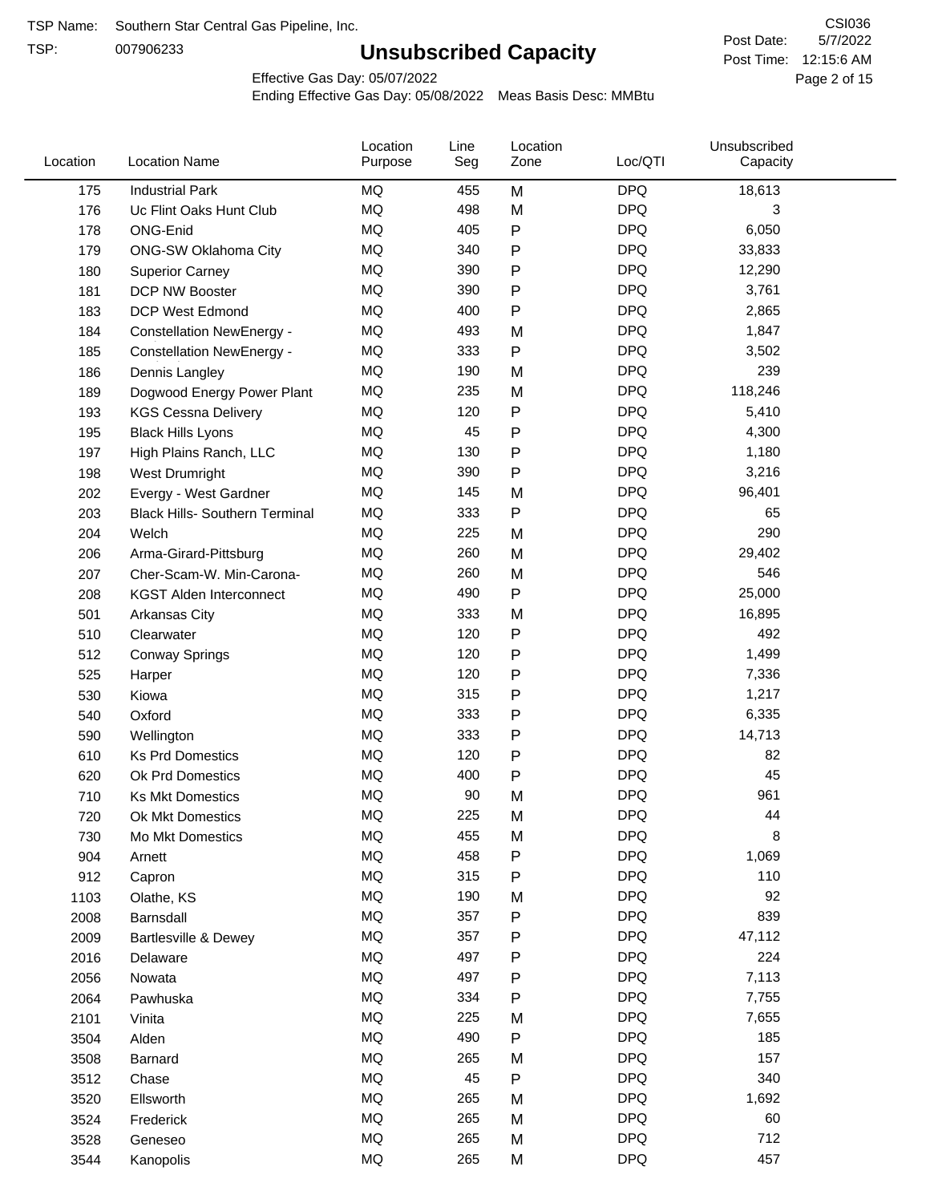TSP Name: Southern Star Central Gas Pipeline, Inc.
TSP: 007906233

# Unsubscribed Capacity

CSI036
Post Date: 5/7/2022
Post Time: 12:15:6 AM

Effective Gas Day: 05/07/2022
Ending Effective Gas Day: 05/08/2022 Meas Basis Desc: MMBtu

| Location | Location Name | Location Purpose | Line Seg | Location Zone | Loc/QTI | Unsubscribed Capacity |
|---|---|---|---|---|---|---|
| 175 | Industrial Park | MQ | 455 | M | DPQ | 18,613 |
| 176 | Uc Flint Oaks Hunt Club | MQ | 498 | M | DPQ | 3 |
| 178 | ONG-Enid | MQ | 405 | P | DPQ | 6,050 |
| 179 | ONG-SW Oklahoma City | MQ | 340 | P | DPQ | 33,833 |
| 180 | Superior Carney | MQ | 390 | P | DPQ | 12,290 |
| 181 | DCP NW Booster | MQ | 390 | P | DPQ | 3,761 |
| 183 | DCP West Edmond | MQ | 400 | P | DPQ | 2,865 |
| 184 | Constellation NewEnergy - | MQ | 493 | M | DPQ | 1,847 |
| 185 | Constellation NewEnergy - | MQ | 333 | P | DPQ | 3,502 |
| 186 | Dennis Langley | MQ | 190 | M | DPQ | 239 |
| 189 | Dogwood Energy Power Plant | MQ | 235 | M | DPQ | 118,246 |
| 193 | KGS Cessna Delivery | MQ | 120 | P | DPQ | 5,410 |
| 195 | Black Hills Lyons | MQ | 45 | P | DPQ | 4,300 |
| 197 | High Plains Ranch, LLC | MQ | 130 | P | DPQ | 1,180 |
| 198 | West Drumright | MQ | 390 | P | DPQ | 3,216 |
| 202 | Evergy - West Gardner | MQ | 145 | M | DPQ | 96,401 |
| 203 | Black Hills- Southern Terminal | MQ | 333 | P | DPQ | 65 |
| 204 | Welch | MQ | 225 | M | DPQ | 290 |
| 206 | Arma-Girard-Pittsburg | MQ | 260 | M | DPQ | 29,402 |
| 207 | Cher-Scam-W. Min-Carona- | MQ | 260 | M | DPQ | 546 |
| 208 | KGST Alden Interconnect | MQ | 490 | P | DPQ | 25,000 |
| 501 | Arkansas City | MQ | 333 | M | DPQ | 16,895 |
| 510 | Clearwater | MQ | 120 | P | DPQ | 492 |
| 512 | Conway Springs | MQ | 120 | P | DPQ | 1,499 |
| 525 | Harper | MQ | 120 | P | DPQ | 7,336 |
| 530 | Kiowa | MQ | 315 | P | DPQ | 1,217 |
| 540 | Oxford | MQ | 333 | P | DPQ | 6,335 |
| 590 | Wellington | MQ | 333 | P | DPQ | 14,713 |
| 610 | Ks Prd Domestics | MQ | 120 | P | DPQ | 82 |
| 620 | Ok Prd Domestics | MQ | 400 | P | DPQ | 45 |
| 710 | Ks Mkt Domestics | MQ | 90 | M | DPQ | 961 |
| 720 | Ok Mkt Domestics | MQ | 225 | M | DPQ | 44 |
| 730 | Mo Mkt Domestics | MQ | 455 | M | DPQ | 8 |
| 904 | Arnett | MQ | 458 | P | DPQ | 1,069 |
| 912 | Capron | MQ | 315 | P | DPQ | 110 |
| 1103 | Olathe, KS | MQ | 190 | M | DPQ | 92 |
| 2008 | Barnsdall | MQ | 357 | P | DPQ | 839 |
| 2009 | Bartlesville & Dewey | MQ | 357 | P | DPQ | 47,112 |
| 2016 | Delaware | MQ | 497 | P | DPQ | 224 |
| 2056 | Nowata | MQ | 497 | P | DPQ | 7,113 |
| 2064 | Pawhuska | MQ | 334 | P | DPQ | 7,755 |
| 2101 | Vinita | MQ | 225 | M | DPQ | 7,655 |
| 3504 | Alden | MQ | 490 | P | DPQ | 185 |
| 3508 | Barnard | MQ | 265 | M | DPQ | 157 |
| 3512 | Chase | MQ | 45 | P | DPQ | 340 |
| 3520 | Ellsworth | MQ | 265 | M | DPQ | 1,692 |
| 3524 | Frederick | MQ | 265 | M | DPQ | 60 |
| 3528 | Geneseo | MQ | 265 | M | DPQ | 712 |
| 3544 | Kanopolis | MQ | 265 | M | DPQ | 457 |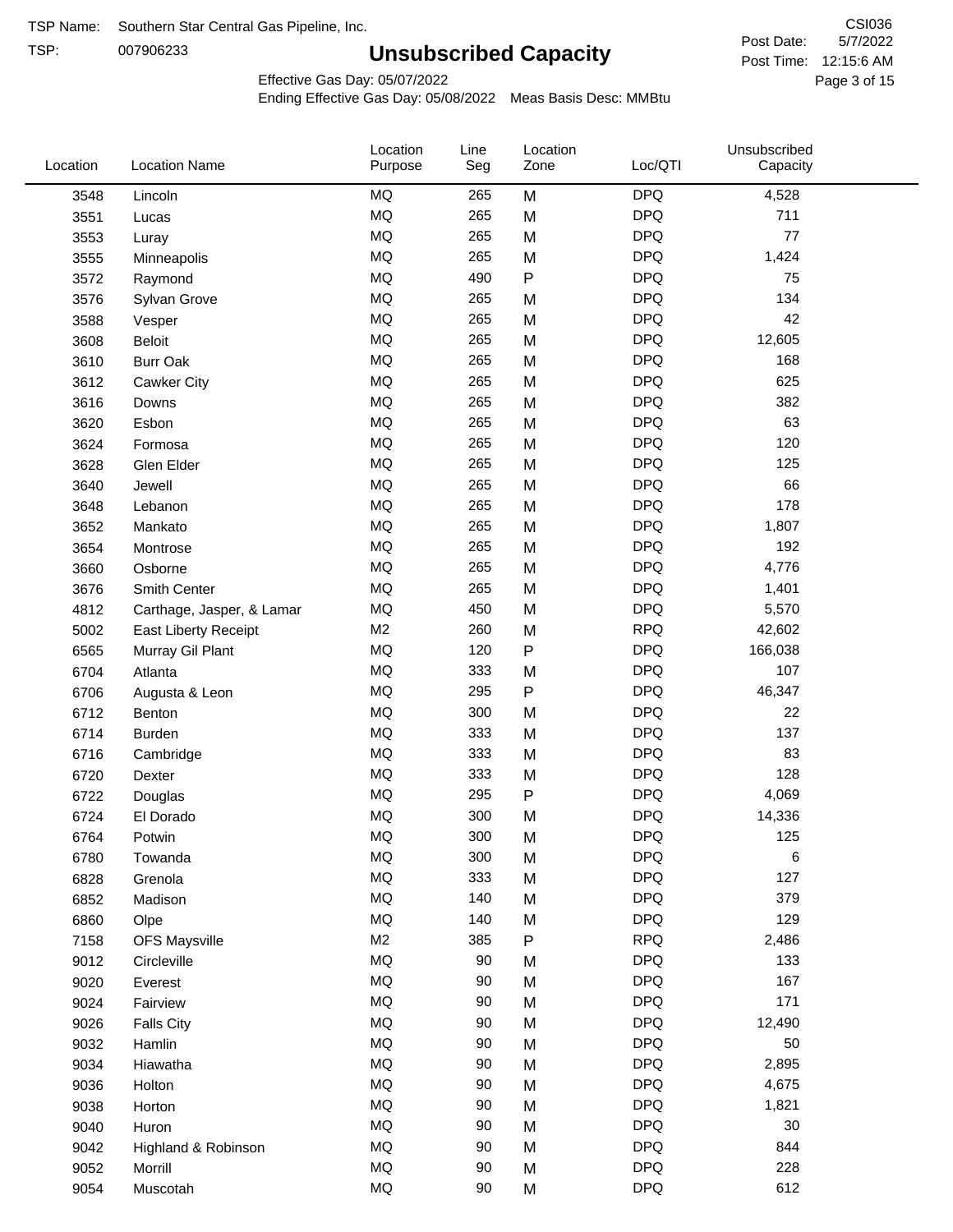TSP Name: Southern Star Central Gas Pipeline, Inc.

TSP: 007906233

# Unsubscribed Capacity

CSI036

Post Date: 5/7/2022

Post Time: 12:15:6 AM

Effective Gas Day: 05/07/2022

Ending Effective Gas Day: 05/08/2022 Meas Basis Desc: MMBtu

| Location | Location Name | Location Purpose | Line Seg | Location Zone | Loc/QTI | Unsubscribed Capacity |
|---|---|---|---|---|---|---|
| 3548 | Lincoln | MQ | 265 | M | DPQ | 4,528 |
| 3551 | Lucas | MQ | 265 | M | DPQ | 711 |
| 3553 | Luray | MQ | 265 | M | DPQ | 77 |
| 3555 | Minneapolis | MQ | 265 | M | DPQ | 1,424 |
| 3572 | Raymond | MQ | 490 | P | DPQ | 75 |
| 3576 | Sylvan Grove | MQ | 265 | M | DPQ | 134 |
| 3588 | Vesper | MQ | 265 | M | DPQ | 42 |
| 3608 | Beloit | MQ | 265 | M | DPQ | 12,605 |
| 3610 | Burr Oak | MQ | 265 | M | DPQ | 168 |
| 3612 | Cawker City | MQ | 265 | M | DPQ | 625 |
| 3616 | Downs | MQ | 265 | M | DPQ | 382 |
| 3620 | Esbon | MQ | 265 | M | DPQ | 63 |
| 3624 | Formosa | MQ | 265 | M | DPQ | 120 |
| 3628 | Glen Elder | MQ | 265 | M | DPQ | 125 |
| 3640 | Jewell | MQ | 265 | M | DPQ | 66 |
| 3648 | Lebanon | MQ | 265 | M | DPQ | 178 |
| 3652 | Mankato | MQ | 265 | M | DPQ | 1,807 |
| 3654 | Montrose | MQ | 265 | M | DPQ | 192 |
| 3660 | Osborne | MQ | 265 | M | DPQ | 4,776 |
| 3676 | Smith Center | MQ | 265 | M | DPQ | 1,401 |
| 4812 | Carthage, Jasper, & Lamar | MQ | 450 | M | DPQ | 5,570 |
| 5002 | East Liberty Receipt | M2 | 260 | M | RPQ | 42,602 |
| 6565 | Murray Gil Plant | MQ | 120 | P | DPQ | 166,038 |
| 6704 | Atlanta | MQ | 333 | M | DPQ | 107 |
| 6706 | Augusta & Leon | MQ | 295 | P | DPQ | 46,347 |
| 6712 | Benton | MQ | 300 | M | DPQ | 22 |
| 6714 | Burden | MQ | 333 | M | DPQ | 137 |
| 6716 | Cambridge | MQ | 333 | M | DPQ | 83 |
| 6720 | Dexter | MQ | 333 | M | DPQ | 128 |
| 6722 | Douglas | MQ | 295 | P | DPQ | 4,069 |
| 6724 | El Dorado | MQ | 300 | M | DPQ | 14,336 |
| 6764 | Potwin | MQ | 300 | M | DPQ | 125 |
| 6780 | Towanda | MQ | 300 | M | DPQ | 6 |
| 6828 | Grenola | MQ | 333 | M | DPQ | 127 |
| 6852 | Madison | MQ | 140 | M | DPQ | 379 |
| 6860 | Olpe | MQ | 140 | M | DPQ | 129 |
| 7158 | OFS Maysville | M2 | 385 | P | RPQ | 2,486 |
| 9012 | Circleville | MQ | 90 | M | DPQ | 133 |
| 9020 | Everest | MQ | 90 | M | DPQ | 167 |
| 9024 | Fairview | MQ | 90 | M | DPQ | 171 |
| 9026 | Falls City | MQ | 90 | M | DPQ | 12,490 |
| 9032 | Hamlin | MQ | 90 | M | DPQ | 50 |
| 9034 | Hiawatha | MQ | 90 | M | DPQ | 2,895 |
| 9036 | Holton | MQ | 90 | M | DPQ | 4,675 |
| 9038 | Horton | MQ | 90 | M | DPQ | 1,821 |
| 9040 | Huron | MQ | 90 | M | DPQ | 30 |
| 9042 | Highland & Robinson | MQ | 90 | M | DPQ | 844 |
| 9052 | Morrill | MQ | 90 | M | DPQ | 228 |
| 9054 | Muscotah | MQ | 90 | M | DPQ | 612 |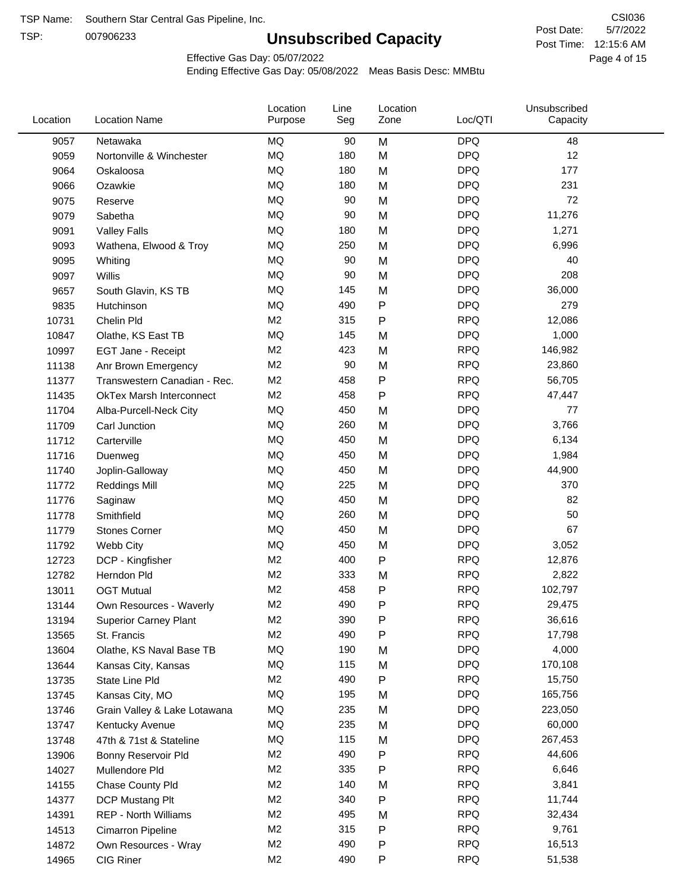TSP Name: Southern Star Central Gas Pipeline, Inc.

TSP: 007906233

# Unsubscribed Capacity

CSI036

Post Date: 5/7/2022

Post Time: 12:15:6 AM

Effective Gas Day: 05/07/2022

Ending Effective Gas Day: 05/08/2022 Meas Basis Desc: MMBtu

| Location | Location Name | Location Purpose | Line Seg | Location Zone | Loc/QTI | Unsubscribed Capacity |
|---|---|---|---|---|---|---|
| 9057 | Netawaka | MQ | 90 | M | DPQ | 48 |
| 9059 | Nortonville & Winchester | MQ | 180 | M | DPQ | 12 |
| 9064 | Oskaloosa | MQ | 180 | M | DPQ | 177 |
| 9066 | Ozawkie | MQ | 180 | M | DPQ | 231 |
| 9075 | Reserve | MQ | 90 | M | DPQ | 72 |
| 9079 | Sabetha | MQ | 90 | M | DPQ | 11,276 |
| 9091 | Valley Falls | MQ | 180 | M | DPQ | 1,271 |
| 9093 | Wathena, Elwood & Troy | MQ | 250 | M | DPQ | 6,996 |
| 9095 | Whiting | MQ | 90 | M | DPQ | 40 |
| 9097 | Willis | MQ | 90 | M | DPQ | 208 |
| 9657 | South Glavin, KS TB | MQ | 145 | M | DPQ | 36,000 |
| 9835 | Hutchinson | MQ | 490 | P | DPQ | 279 |
| 10731 | Chelin Pld | M2 | 315 | P | RPQ | 12,086 |
| 10847 | Olathe, KS East TB | MQ | 145 | M | DPQ | 1,000 |
| 10997 | EGT Jane - Receipt | M2 | 423 | M | RPQ | 146,982 |
| 11138 | Anr Brown Emergency | M2 | 90 | M | RPQ | 23,860 |
| 11377 | Transwestern Canadian - Rec. | M2 | 458 | P | RPQ | 56,705 |
| 11435 | OkTex Marsh Interconnect | M2 | 458 | P | RPQ | 47,447 |
| 11704 | Alba-Purcell-Neck City | MQ | 450 | M | DPQ | 77 |
| 11709 | Carl Junction | MQ | 260 | M | DPQ | 3,766 |
| 11712 | Carterville | MQ | 450 | M | DPQ | 6,134 |
| 11716 | Duenweg | MQ | 450 | M | DPQ | 1,984 |
| 11740 | Joplin-Galloway | MQ | 450 | M | DPQ | 44,900 |
| 11772 | Reddings Mill | MQ | 225 | M | DPQ | 370 |
| 11776 | Saginaw | MQ | 450 | M | DPQ | 82 |
| 11778 | Smithfield | MQ | 260 | M | DPQ | 50 |
| 11779 | Stones Corner | MQ | 450 | M | DPQ | 67 |
| 11792 | Webb City | MQ | 450 | M | DPQ | 3,052 |
| 12723 | DCP - Kingfisher | M2 | 400 | P | RPQ | 12,876 |
| 12782 | Herndon Pld | M2 | 333 | M | RPQ | 2,822 |
| 13011 | OGT Mutual | M2 | 458 | P | RPQ | 102,797 |
| 13144 | Own Resources - Waverly | M2 | 490 | P | RPQ | 29,475 |
| 13194 | Superior Carney Plant | M2 | 390 | P | RPQ | 36,616 |
| 13565 | St. Francis | M2 | 490 | P | RPQ | 17,798 |
| 13604 | Olathe, KS Naval Base TB | MQ | 190 | M | DPQ | 4,000 |
| 13644 | Kansas City, Kansas | MQ | 115 | M | DPQ | 170,108 |
| 13735 | State Line Pld | M2 | 490 | P | RPQ | 15,750 |
| 13745 | Kansas City, MO | MQ | 195 | M | DPQ | 165,756 |
| 13746 | Grain Valley & Lake Lotawana | MQ | 235 | M | DPQ | 223,050 |
| 13747 | Kentucky Avenue | MQ | 235 | M | DPQ | 60,000 |
| 13748 | 47th & 71st & Stateline | MQ | 115 | M | DPQ | 267,453 |
| 13906 | Bonny Reservoir Pld | M2 | 490 | P | RPQ | 44,606 |
| 14027 | Mullendore Pld | M2 | 335 | P | RPQ | 6,646 |
| 14155 | Chase County Pld | M2 | 140 | M | RPQ | 3,841 |
| 14377 | DCP Mustang Plt | M2 | 340 | P | RPQ | 11,744 |
| 14391 | REP - North Williams | M2 | 495 | M | RPQ | 32,434 |
| 14513 | Cimarron Pipeline | M2 | 315 | P | RPQ | 9,761 |
| 14872 | Own Resources - Wray | M2 | 490 | P | RPQ | 16,513 |
| 14965 | CIG Riner | M2 | 490 | P | RPQ | 51,538 |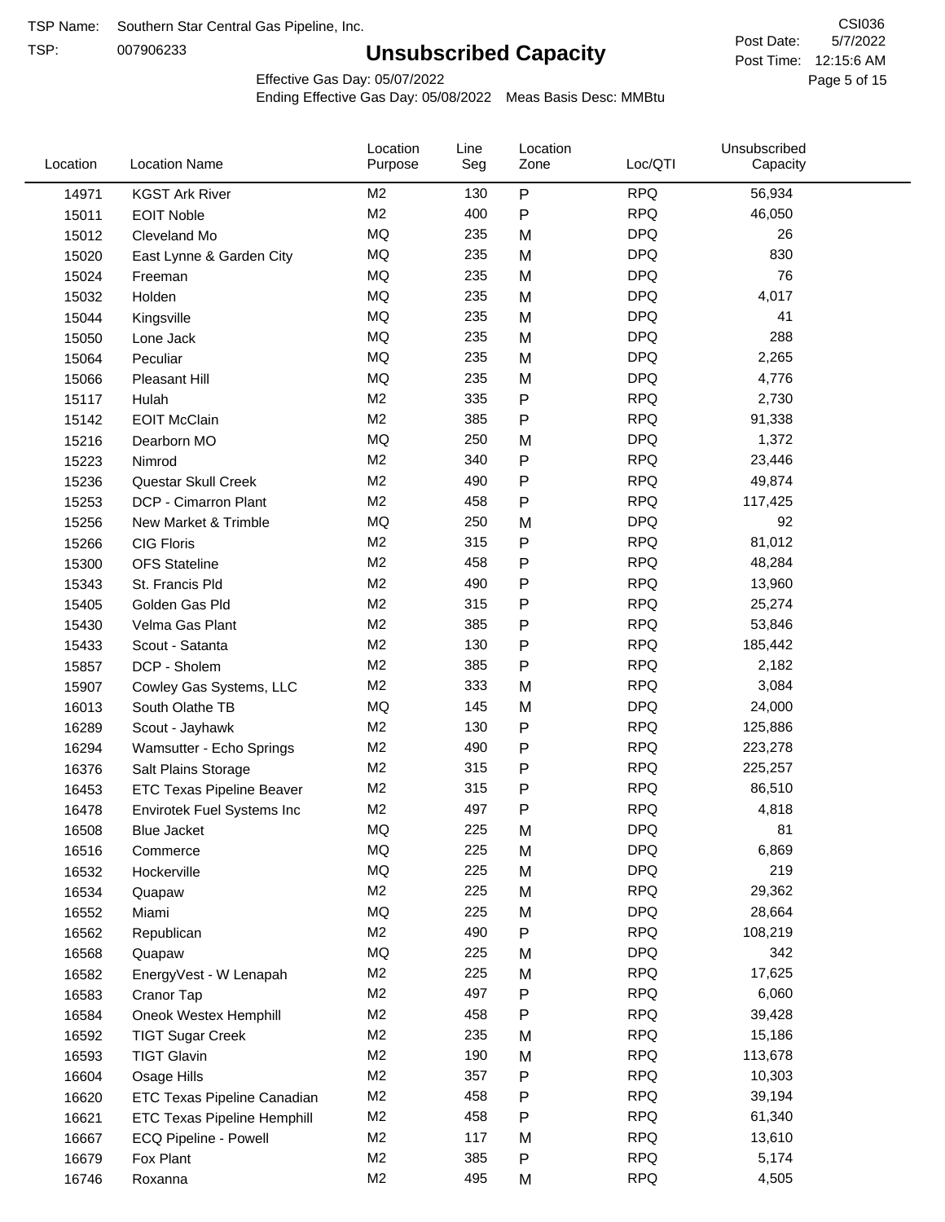TSP Name: Southern Star Central Gas Pipeline, Inc.

TSP: 007906233

# Unsubscribed Capacity

CSI036

Post Date: 5/7/2022

Post Time: 12:15:6 AM

Effective Gas Day: 05/07/2022

Ending Effective Gas Day: 05/08/2022 Meas Basis Desc: MMBtu

| Location | Location Name | Location Purpose | Line Seg | Location Zone | Loc/QTI | Unsubscribed Capacity |
|---|---|---|---|---|---|---|
| 14971 | KGST Ark River | M2 | 130 | P | RPQ | 56,934 |
| 15011 | EOIT Noble | M2 | 400 | P | RPQ | 46,050 |
| 15012 | Cleveland Mo | MQ | 235 | M | DPQ | 26 |
| 15020 | East Lynne & Garden City | MQ | 235 | M | DPQ | 830 |
| 15024 | Freeman | MQ | 235 | M | DPQ | 76 |
| 15032 | Holden | MQ | 235 | M | DPQ | 4,017 |
| 15044 | Kingsville | MQ | 235 | M | DPQ | 41 |
| 15050 | Lone Jack | MQ | 235 | M | DPQ | 288 |
| 15064 | Peculiar | MQ | 235 | M | DPQ | 2,265 |
| 15066 | Pleasant Hill | MQ | 235 | M | DPQ | 4,776 |
| 15117 | Hulah | M2 | 335 | P | RPQ | 2,730 |
| 15142 | EOIT McClain | M2 | 385 | P | RPQ | 91,338 |
| 15216 | Dearborn MO | MQ | 250 | M | DPQ | 1,372 |
| 15223 | Nimrod | M2 | 340 | P | RPQ | 23,446 |
| 15236 | Questar Skull Creek | M2 | 490 | P | RPQ | 49,874 |
| 15253 | DCP - Cimarron Plant | M2 | 458 | P | RPQ | 117,425 |
| 15256 | New Market & Trimble | MQ | 250 | M | DPQ | 92 |
| 15266 | CIG Floris | M2 | 315 | P | RPQ | 81,012 |
| 15300 | OFS Stateline | M2 | 458 | P | RPQ | 48,284 |
| 15343 | St. Francis Pld | M2 | 490 | P | RPQ | 13,960 |
| 15405 | Golden Gas Pld | M2 | 315 | P | RPQ | 25,274 |
| 15430 | Velma Gas Plant | M2 | 385 | P | RPQ | 53,846 |
| 15433 | Scout - Satanta | M2 | 130 | P | RPQ | 185,442 |
| 15857 | DCP - Sholem | M2 | 385 | P | RPQ | 2,182 |
| 15907 | Cowley Gas Systems, LLC | M2 | 333 | M | RPQ | 3,084 |
| 16013 | South Olathe TB | MQ | 145 | M | DPQ | 24,000 |
| 16289 | Scout - Jayhawk | M2 | 130 | P | RPQ | 125,886 |
| 16294 | Wamsutter - Echo Springs | M2 | 490 | P | RPQ | 223,278 |
| 16376 | Salt Plains Storage | M2 | 315 | P | RPQ | 225,257 |
| 16453 | ETC Texas Pipeline Beaver | M2 | 315 | P | RPQ | 86,510 |
| 16478 | Envirotek Fuel Systems Inc | M2 | 497 | P | RPQ | 4,818 |
| 16508 | Blue Jacket | MQ | 225 | M | DPQ | 81 |
| 16516 | Commerce | MQ | 225 | M | DPQ | 6,869 |
| 16532 | Hockerville | MQ | 225 | M | DPQ | 219 |
| 16534 | Quapaw | M2 | 225 | M | RPQ | 29,362 |
| 16552 | Miami | MQ | 225 | M | DPQ | 28,664 |
| 16562 | Republican | M2 | 490 | P | RPQ | 108,219 |
| 16568 | Quapaw | MQ | 225 | M | DPQ | 342 |
| 16582 | EnergyVest - W Lenapah | M2 | 225 | M | RPQ | 17,625 |
| 16583 | Cranor Tap | M2 | 497 | P | RPQ | 6,060 |
| 16584 | Oneok Westex Hemphill | M2 | 458 | P | RPQ | 39,428 |
| 16592 | TIGT Sugar Creek | M2 | 235 | M | RPQ | 15,186 |
| 16593 | TIGT Glavin | M2 | 190 | M | RPQ | 113,678 |
| 16604 | Osage Hills | M2 | 357 | P | RPQ | 10,303 |
| 16620 | ETC Texas Pipeline Canadian | M2 | 458 | P | RPQ | 39,194 |
| 16621 | ETC Texas Pipeline Hemphill | M2 | 458 | P | RPQ | 61,340 |
| 16667 | ECQ Pipeline - Powell | M2 | 117 | M | RPQ | 13,610 |
| 16679 | Fox Plant | M2 | 385 | P | RPQ | 5,174 |
| 16746 | Roxanna | M2 | 495 | M | RPQ | 4,505 |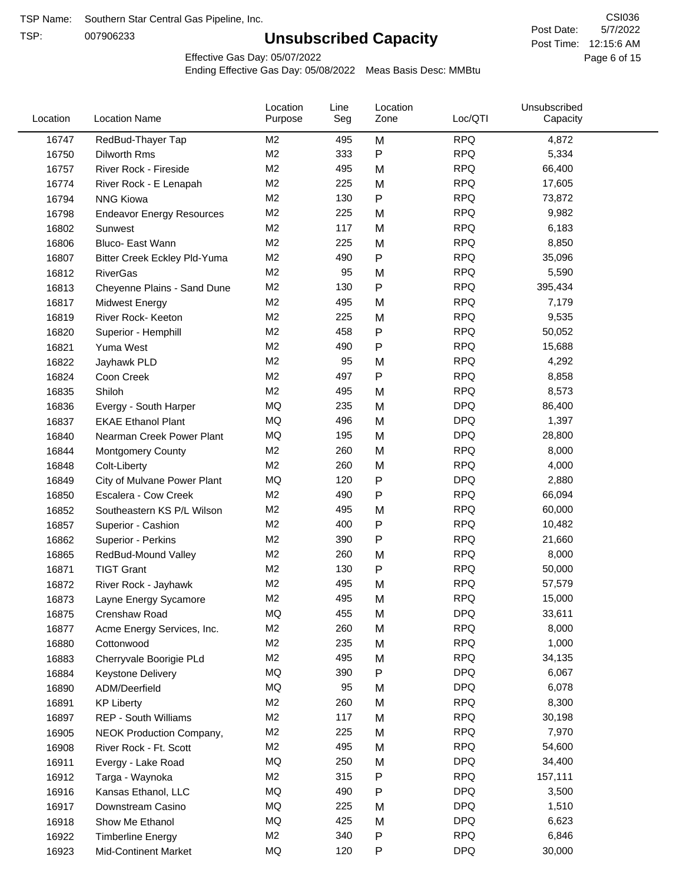TSP Name: Southern Star Central Gas Pipeline, Inc.

TSP: 007906233

# Unsubscribed Capacity

CSI036

Post Date: 5/7/2022

Post Time: 12:15:6 AM

Effective Gas Day: 05/07/2022

Ending Effective Gas Day: 05/08/2022 Meas Basis Desc: MMBtu

| Location | Location Name | Location Purpose | Line Seg | Location Zone | Loc/QTI | Unsubscribed Capacity |
|---|---|---|---|---|---|---|
| 16747 | RedBud-Thayer Tap | M2 | 495 | M | RPQ | 4,872 |
| 16750 | Dilworth Rms | M2 | 333 | P | RPQ | 5,334 |
| 16757 | River Rock - Fireside | M2 | 495 | M | RPQ | 66,400 |
| 16774 | River Rock - E Lenapah | M2 | 225 | M | RPQ | 17,605 |
| 16794 | NNG Kiowa | M2 | 130 | P | RPQ | 73,872 |
| 16798 | Endeavor Energy Resources | M2 | 225 | M | RPQ | 9,982 |
| 16802 | Sunwest | M2 | 117 | M | RPQ | 6,183 |
| 16806 | Bluco- East Wann | M2 | 225 | M | RPQ | 8,850 |
| 16807 | Bitter Creek Eckley Pld-Yuma | M2 | 490 | P | RPQ | 35,096 |
| 16812 | RiverGas | M2 | 95 | M | RPQ | 5,590 |
| 16813 | Cheyenne Plains - Sand Dune | M2 | 130 | P | RPQ | 395,434 |
| 16817 | Midwest Energy | M2 | 495 | M | RPQ | 7,179 |
| 16819 | River Rock- Keeton | M2 | 225 | M | RPQ | 9,535 |
| 16820 | Superior - Hemphill | M2 | 458 | P | RPQ | 50,052 |
| 16821 | Yuma West | M2 | 490 | P | RPQ | 15,688 |
| 16822 | Jayhawk PLD | M2 | 95 | M | RPQ | 4,292 |
| 16824 | Coon Creek | M2 | 497 | P | RPQ | 8,858 |
| 16835 | Shiloh | M2 | 495 | M | RPQ | 8,573 |
| 16836 | Evergy - South Harper | MQ | 235 | M | DPQ | 86,400 |
| 16837 | EKAE Ethanol Plant | MQ | 496 | M | DPQ | 1,397 |
| 16840 | Nearman Creek Power Plant | MQ | 195 | M | DPQ | 28,800 |
| 16844 | Montgomery County | M2 | 260 | M | RPQ | 8,000 |
| 16848 | Colt-Liberty | M2 | 260 | M | RPQ | 4,000 |
| 16849 | City of Mulvane Power Plant | MQ | 120 | P | DPQ | 2,880 |
| 16850 | Escalera - Cow Creek | M2 | 490 | P | RPQ | 66,094 |
| 16852 | Southeastern KS P/L Wilson | M2 | 495 | M | RPQ | 60,000 |
| 16857 | Superior - Cashion | M2 | 400 | P | RPQ | 10,482 |
| 16862 | Superior - Perkins | M2 | 390 | P | RPQ | 21,660 |
| 16865 | RedBud-Mound Valley | M2 | 260 | M | RPQ | 8,000 |
| 16871 | TIGT Grant | M2 | 130 | P | RPQ | 50,000 |
| 16872 | River Rock - Jayhawk | M2 | 495 | M | RPQ | 57,579 |
| 16873 | Layne Energy Sycamore | M2 | 495 | M | RPQ | 15,000 |
| 16875 | Crenshaw Road | MQ | 455 | M | DPQ | 33,611 |
| 16877 | Acme Energy Services, Inc. | M2 | 260 | M | RPQ | 8,000 |
| 16880 | Cottonwood | M2 | 235 | M | RPQ | 1,000 |
| 16883 | Cherryvale Boorigie PLd | M2 | 495 | M | RPQ | 34,135 |
| 16884 | Keystone Delivery | MQ | 390 | P | DPQ | 6,067 |
| 16890 | ADM/Deerfield | MQ | 95 | M | DPQ | 6,078 |
| 16891 | KP Liberty | M2 | 260 | M | RPQ | 8,300 |
| 16897 | REP - South Williams | M2 | 117 | M | RPQ | 30,198 |
| 16905 | NEOK Production Company, | M2 | 225 | M | RPQ | 7,970 |
| 16908 | River Rock - Ft. Scott | M2 | 495 | M | RPQ | 54,600 |
| 16911 | Evergy - Lake Road | MQ | 250 | M | DPQ | 34,400 |
| 16912 | Targa - Waynoka | M2 | 315 | P | RPQ | 157,111 |
| 16916 | Kansas Ethanol, LLC | MQ | 490 | P | DPQ | 3,500 |
| 16917 | Downstream Casino | MQ | 225 | M | DPQ | 1,510 |
| 16918 | Show Me Ethanol | MQ | 425 | M | DPQ | 6,623 |
| 16922 | Timberline Energy | M2 | 340 | P | RPQ | 6,846 |
| 16923 | Mid-Continent Market | MQ | 120 | P | DPQ | 30,000 |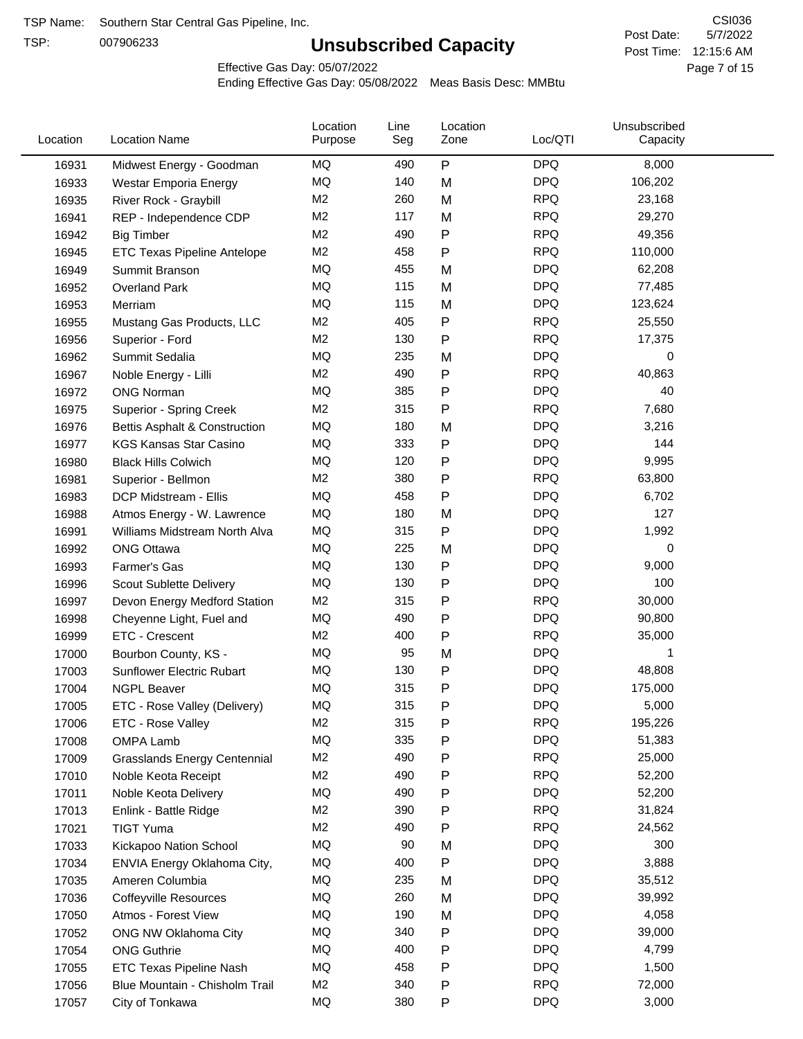TSP Name: Southern Star Central Gas Pipeline, Inc.

TSP: 007906233

# Unsubscribed Capacity

CSI036

Post Date: 5/7/2022

Post Time: 12:15:6 AM

Effective Gas Day: 05/07/2022

Ending Effective Gas Day: 05/08/2022 Meas Basis Desc: MMBtu

| Location | Location Name | Location Purpose | Line Seg | Location Zone | Loc/QTI | Unsubscribed Capacity |
|---|---|---|---|---|---|---|
| 16931 | Midwest Energy - Goodman | MQ | 490 | P | DPQ | 8,000 |
| 16933 | Westar Emporia Energy | MQ | 140 | M | DPQ | 106,202 |
| 16935 | River Rock - Graybill | M2 | 260 | M | RPQ | 23,168 |
| 16941 | REP - Independence CDP | M2 | 117 | M | RPQ | 29,270 |
| 16942 | Big Timber | M2 | 490 | P | RPQ | 49,356 |
| 16945 | ETC Texas Pipeline Antelope | M2 | 458 | P | RPQ | 110,000 |
| 16949 | Summit Branson | MQ | 455 | M | DPQ | 62,208 |
| 16952 | Overland Park | MQ | 115 | M | DPQ | 77,485 |
| 16953 | Merriam | MQ | 115 | M | DPQ | 123,624 |
| 16955 | Mustang Gas Products, LLC | M2 | 405 | P | RPQ | 25,550 |
| 16956 | Superior - Ford | M2 | 130 | P | RPQ | 17,375 |
| 16962 | Summit Sedalia | MQ | 235 | M | DPQ | 0 |
| 16967 | Noble Energy - Lilli | M2 | 490 | P | RPQ | 40,863 |
| 16972 | ONG Norman | MQ | 385 | P | DPQ | 40 |
| 16975 | Superior - Spring Creek | M2 | 315 | P | RPQ | 7,680 |
| 16976 | Bettis Asphalt & Construction | MQ | 180 | M | DPQ | 3,216 |
| 16977 | KGS Kansas Star Casino | MQ | 333 | P | DPQ | 144 |
| 16980 | Black Hills Colwich | MQ | 120 | P | DPQ | 9,995 |
| 16981 | Superior - Bellmon | M2 | 380 | P | RPQ | 63,800 |
| 16983 | DCP Midstream - Ellis | MQ | 458 | P | DPQ | 6,702 |
| 16988 | Atmos Energy - W. Lawrence | MQ | 180 | M | DPQ | 127 |
| 16991 | Williams Midstream North Alva | MQ | 315 | P | DPQ | 1,992 |
| 16992 | ONG Ottawa | MQ | 225 | M | DPQ | 0 |
| 16993 | Farmer's Gas | MQ | 130 | P | DPQ | 9,000 |
| 16996 | Scout Sublette Delivery | MQ | 130 | P | DPQ | 100 |
| 16997 | Devon Energy Medford Station | M2 | 315 | P | RPQ | 30,000 |
| 16998 | Cheyenne Light, Fuel and | MQ | 490 | P | DPQ | 90,800 |
| 16999 | ETC - Crescent | M2 | 400 | P | RPQ | 35,000 |
| 17000 | Bourbon County, KS - | MQ | 95 | M | DPQ | 1 |
| 17003 | Sunflower Electric Rubart | MQ | 130 | P | DPQ | 48,808 |
| 17004 | NGPL Beaver | MQ | 315 | P | DPQ | 175,000 |
| 17005 | ETC - Rose Valley (Delivery) | MQ | 315 | P | DPQ | 5,000 |
| 17006 | ETC - Rose Valley | M2 | 315 | P | RPQ | 195,226 |
| 17008 | OMPA Lamb | MQ | 335 | P | DPQ | 51,383 |
| 17009 | Grasslands Energy Centennial | M2 | 490 | P | RPQ | 25,000 |
| 17010 | Noble Keota Receipt | M2 | 490 | P | RPQ | 52,200 |
| 17011 | Noble Keota Delivery | MQ | 490 | P | DPQ | 52,200 |
| 17013 | Enlink - Battle Ridge | M2 | 390 | P | RPQ | 31,824 |
| 17021 | TIGT Yuma | M2 | 490 | P | RPQ | 24,562 |
| 17033 | Kickapoo Nation School | MQ | 90 | M | DPQ | 300 |
| 17034 | ENVIA Energy Oklahoma City, | MQ | 400 | P | DPQ | 3,888 |
| 17035 | Ameren Columbia | MQ | 235 | M | DPQ | 35,512 |
| 17036 | Coffeyville Resources | MQ | 260 | M | DPQ | 39,992 |
| 17050 | Atmos - Forest View | MQ | 190 | M | DPQ | 4,058 |
| 17052 | ONG NW Oklahoma City | MQ | 340 | P | DPQ | 39,000 |
| 17054 | ONG Guthrie | MQ | 400 | P | DPQ | 4,799 |
| 17055 | ETC Texas Pipeline Nash | MQ | 458 | P | DPQ | 1,500 |
| 17056 | Blue Mountain - Chisholm Trail | M2 | 340 | P | RPQ | 72,000 |
| 17057 | City of Tonkawa | MQ | 380 | P | DPQ | 3,000 |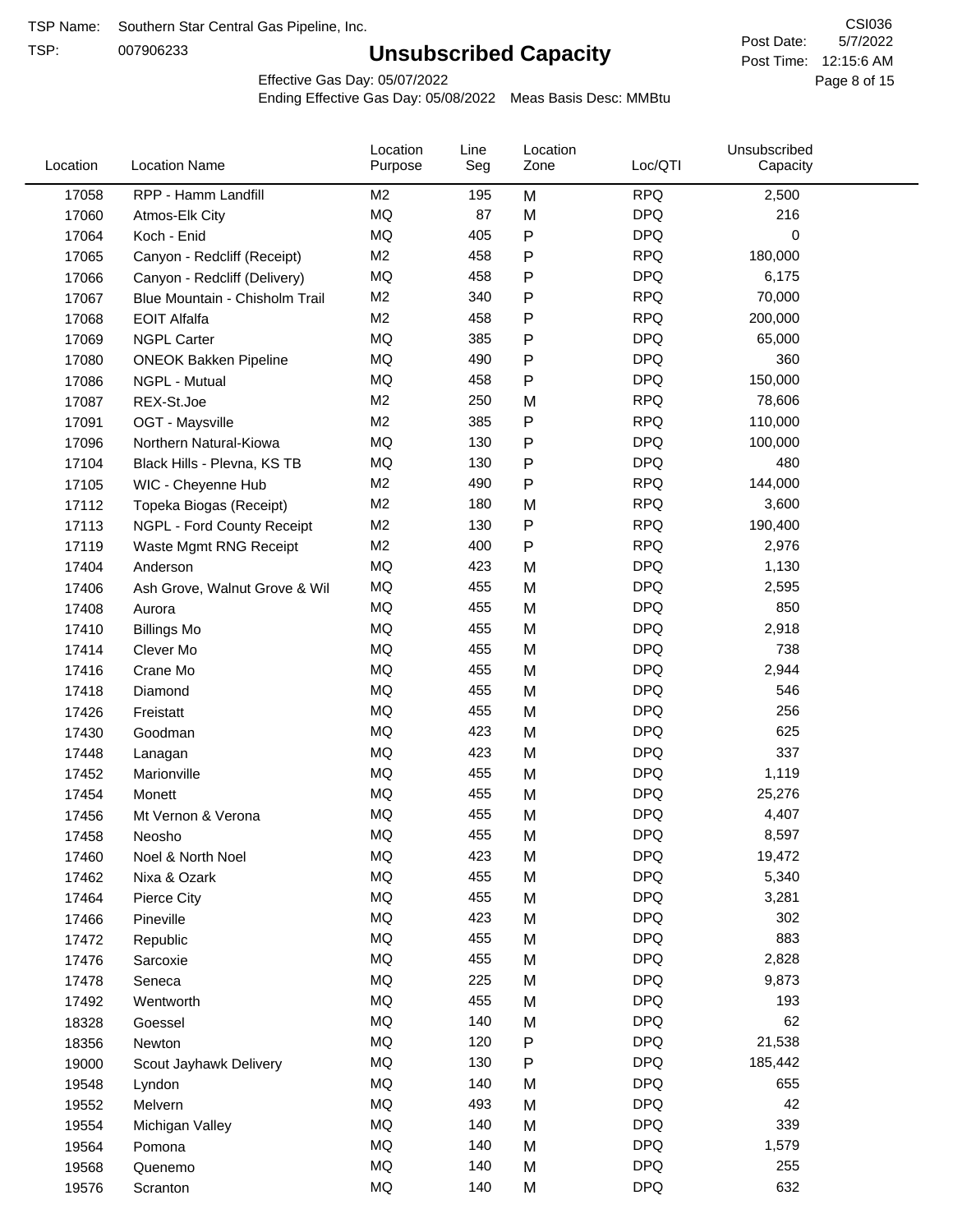TSP Name: Southern Star Central Gas Pipeline, Inc.

TSP: 007906233

# Unsubscribed Capacity

CSI036

Post Date: 5/7/2022

Post Time: 12:15:6 AM

Effective Gas Day: 05/07/2022

Ending Effective Gas Day: 05/08/2022 Meas Basis Desc: MMBtu

| Location | Location Name | Location Purpose | Line Seg | Location Zone | Loc/QTI | Unsubscribed Capacity |
|---|---|---|---|---|---|---|
| 17058 | RPP - Hamm Landfill | M2 | 195 | M | RPQ | 2,500 |
| 17060 | Atmos-Elk City | MQ | 87 | M | DPQ | 216 |
| 17064 | Koch - Enid | MQ | 405 | P | DPQ | 0 |
| 17065 | Canyon - Redcliff (Receipt) | M2 | 458 | P | RPQ | 180,000 |
| 17066 | Canyon - Redcliff (Delivery) | MQ | 458 | P | DPQ | 6,175 |
| 17067 | Blue Mountain - Chisholm Trail | M2 | 340 | P | RPQ | 70,000 |
| 17068 | EOIT Alfalfa | M2 | 458 | P | RPQ | 200,000 |
| 17069 | NGPL Carter | MQ | 385 | P | DPQ | 65,000 |
| 17080 | ONEOK Bakken Pipeline | MQ | 490 | P | DPQ | 360 |
| 17086 | NGPL - Mutual | MQ | 458 | P | DPQ | 150,000 |
| 17087 | REX-St.Joe | M2 | 250 | M | RPQ | 78,606 |
| 17091 | OGT - Maysville | M2 | 385 | P | RPQ | 110,000 |
| 17096 | Northern Natural-Kiowa | MQ | 130 | P | DPQ | 100,000 |
| 17104 | Black Hills - Plevna, KS TB | MQ | 130 | P | DPQ | 480 |
| 17105 | WIC - Cheyenne Hub | M2 | 490 | P | RPQ | 144,000 |
| 17112 | Topeka Biogas (Receipt) | M2 | 180 | M | RPQ | 3,600 |
| 17113 | NGPL - Ford County Receipt | M2 | 130 | P | RPQ | 190,400 |
| 17119 | Waste Mgmt RNG Receipt | M2 | 400 | P | RPQ | 2,976 |
| 17404 | Anderson | MQ | 423 | M | DPQ | 1,130 |
| 17406 | Ash Grove, Walnut Grove & Wil | MQ | 455 | M | DPQ | 2,595 |
| 17408 | Aurora | MQ | 455 | M | DPQ | 850 |
| 17410 | Billings Mo | MQ | 455 | M | DPQ | 2,918 |
| 17414 | Clever Mo | MQ | 455 | M | DPQ | 738 |
| 17416 | Crane Mo | MQ | 455 | M | DPQ | 2,944 |
| 17418 | Diamond | MQ | 455 | M | DPQ | 546 |
| 17426 | Freistatt | MQ | 455 | M | DPQ | 256 |
| 17430 | Goodman | MQ | 423 | M | DPQ | 625 |
| 17448 | Lanagan | MQ | 423 | M | DPQ | 337 |
| 17452 | Marionville | MQ | 455 | M | DPQ | 1,119 |
| 17454 | Monett | MQ | 455 | M | DPQ | 25,276 |
| 17456 | Mt Vernon & Verona | MQ | 455 | M | DPQ | 4,407 |
| 17458 | Neosho | MQ | 455 | M | DPQ | 8,597 |
| 17460 | Noel & North Noel | MQ | 423 | M | DPQ | 19,472 |
| 17462 | Nixa & Ozark | MQ | 455 | M | DPQ | 5,340 |
| 17464 | Pierce City | MQ | 455 | M | DPQ | 3,281 |
| 17466 | Pineville | MQ | 423 | M | DPQ | 302 |
| 17472 | Republic | MQ | 455 | M | DPQ | 883 |
| 17476 | Sarcoxie | MQ | 455 | M | DPQ | 2,828 |
| 17478 | Seneca | MQ | 225 | M | DPQ | 9,873 |
| 17492 | Wentworth | MQ | 455 | M | DPQ | 193 |
| 18328 | Goessel | MQ | 140 | M | DPQ | 62 |
| 18356 | Newton | MQ | 120 | P | DPQ | 21,538 |
| 19000 | Scout Jayhawk Delivery | MQ | 130 | P | DPQ | 185,442 |
| 19548 | Lyndon | MQ | 140 | M | DPQ | 655 |
| 19552 | Melvern | MQ | 493 | M | DPQ | 42 |
| 19554 | Michigan Valley | MQ | 140 | M | DPQ | 339 |
| 19564 | Pomona | MQ | 140 | M | DPQ | 1,579 |
| 19568 | Quenemo | MQ | 140 | M | DPQ | 255 |
| 19576 | Scranton | MQ | 140 | M | DPQ | 632 |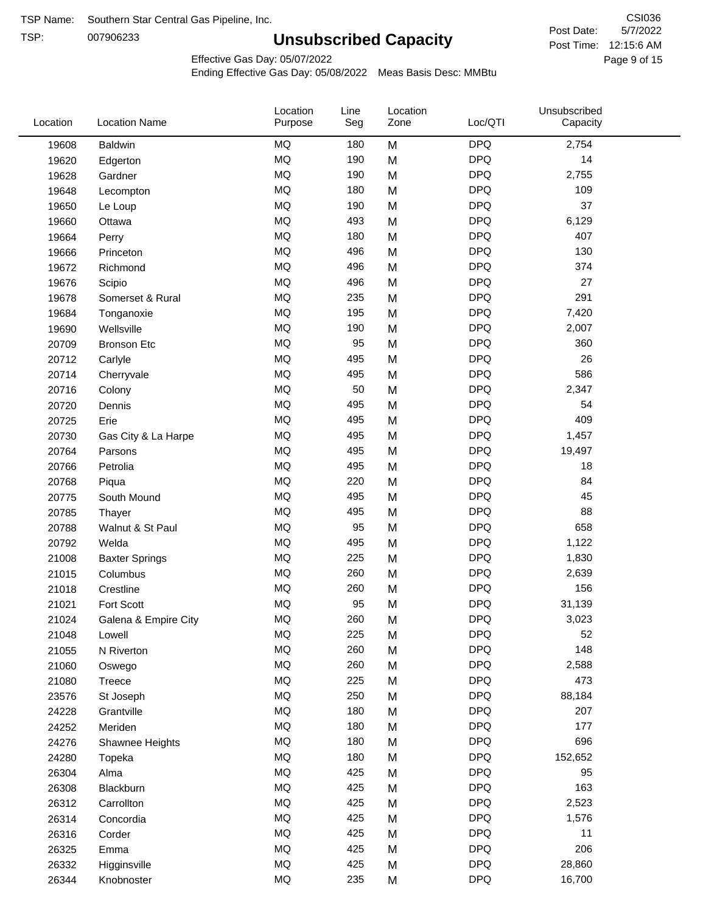TSP Name: Southern Star Central Gas Pipeline, Inc.

TSP: 007906233

# Unsubscribed Capacity

CSI036

Post Date: 5/7/2022

Post Time: 12:15:6 AM

Effective Gas Day: 05/07/2022

Ending Effective Gas Day: 05/08/2022 Meas Basis Desc: MMBtu

| Location | Location Name | Location Purpose | Line Seg | Location Zone | Loc/QTI | Unsubscribed Capacity |
|---|---|---|---|---|---|---|
| 19608 | Baldwin | MQ | 180 | M | DPQ | 2,754 |
| 19620 | Edgerton | MQ | 190 | M | DPQ | 14 |
| 19628 | Gardner | MQ | 190 | M | DPQ | 2,755 |
| 19648 | Lecompton | MQ | 180 | M | DPQ | 109 |
| 19650 | Le Loup | MQ | 190 | M | DPQ | 37 |
| 19660 | Ottawa | MQ | 493 | M | DPQ | 6,129 |
| 19664 | Perry | MQ | 180 | M | DPQ | 407 |
| 19666 | Princeton | MQ | 496 | M | DPQ | 130 |
| 19672 | Richmond | MQ | 496 | M | DPQ | 374 |
| 19676 | Scipio | MQ | 496 | M | DPQ | 27 |
| 19678 | Somerset & Rural | MQ | 235 | M | DPQ | 291 |
| 19684 | Tonganoxie | MQ | 195 | M | DPQ | 7,420 |
| 19690 | Wellsville | MQ | 190 | M | DPQ | 2,007 |
| 20709 | Bronson Etc | MQ | 95 | M | DPQ | 360 |
| 20712 | Carlyle | MQ | 495 | M | DPQ | 26 |
| 20714 | Cherryvale | MQ | 495 | M | DPQ | 586 |
| 20716 | Colony | MQ | 50 | M | DPQ | 2,347 |
| 20720 | Dennis | MQ | 495 | M | DPQ | 54 |
| 20725 | Erie | MQ | 495 | M | DPQ | 409 |
| 20730 | Gas City & La Harpe | MQ | 495 | M | DPQ | 1,457 |
| 20764 | Parsons | MQ | 495 | M | DPQ | 19,497 |
| 20766 | Petrolia | MQ | 495 | M | DPQ | 18 |
| 20768 | Piqua | MQ | 220 | M | DPQ | 84 |
| 20775 | South Mound | MQ | 495 | M | DPQ | 45 |
| 20785 | Thayer | MQ | 495 | M | DPQ | 88 |
| 20788 | Walnut & St Paul | MQ | 95 | M | DPQ | 658 |
| 20792 | Welda | MQ | 495 | M | DPQ | 1,122 |
| 21008 | Baxter Springs | MQ | 225 | M | DPQ | 1,830 |
| 21015 | Columbus | MQ | 260 | M | DPQ | 2,639 |
| 21018 | Crestline | MQ | 260 | M | DPQ | 156 |
| 21021 | Fort Scott | MQ | 95 | M | DPQ | 31,139 |
| 21024 | Galena & Empire City | MQ | 260 | M | DPQ | 3,023 |
| 21048 | Lowell | MQ | 225 | M | DPQ | 52 |
| 21055 | N Riverton | MQ | 260 | M | DPQ | 148 |
| 21060 | Oswego | MQ | 260 | M | DPQ | 2,588 |
| 21080 | Treece | MQ | 225 | M | DPQ | 473 |
| 23576 | St Joseph | MQ | 250 | M | DPQ | 88,184 |
| 24228 | Grantville | MQ | 180 | M | DPQ | 207 |
| 24252 | Meriden | MQ | 180 | M | DPQ | 177 |
| 24276 | Shawnee Heights | MQ | 180 | M | DPQ | 696 |
| 24280 | Topeka | MQ | 180 | M | DPQ | 152,652 |
| 26304 | Alma | MQ | 425 | M | DPQ | 95 |
| 26308 | Blackburn | MQ | 425 | M | DPQ | 163 |
| 26312 | Carrollton | MQ | 425 | M | DPQ | 2,523 |
| 26314 | Concordia | MQ | 425 | M | DPQ | 1,576 |
| 26316 | Corder | MQ | 425 | M | DPQ | 11 |
| 26325 | Emma | MQ | 425 | M | DPQ | 206 |
| 26332 | Higginsville | MQ | 425 | M | DPQ | 28,860 |
| 26344 | Knobnoster | MQ | 235 | M | DPQ | 16,700 |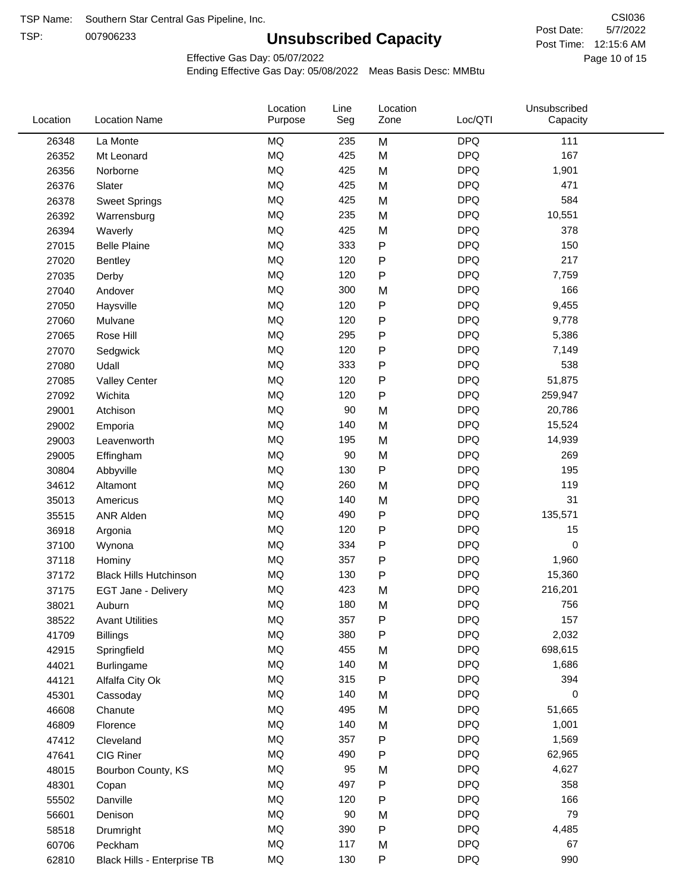TSP Name: Southern Star Central Gas Pipeline, Inc.
TSP: 007906233

# Unsubscribed Capacity

CSI036
Post Date: 5/7/2022
Post Time: 12:15:6 AM

Effective Gas Day: 05/07/2022
Ending Effective Gas Day: 05/08/2022 Meas Basis Desc: MMBtu

| Location | Location Name | Location Purpose | Line Seg | Location Zone | Loc/QTI | Unsubscribed Capacity |
|---|---|---|---|---|---|---|
| 26348 | La Monte | MQ | 235 | M | DPQ | 111 |
| 26352 | Mt Leonard | MQ | 425 | M | DPQ | 167 |
| 26356 | Norborne | MQ | 425 | M | DPQ | 1,901 |
| 26376 | Slater | MQ | 425 | M | DPQ | 471 |
| 26378 | Sweet Springs | MQ | 425 | M | DPQ | 584 |
| 26392 | Warrensburg | MQ | 235 | M | DPQ | 10,551 |
| 26394 | Waverly | MQ | 425 | M | DPQ | 378 |
| 27015 | Belle Plaine | MQ | 333 | P | DPQ | 150 |
| 27020 | Bentley | MQ | 120 | P | DPQ | 217 |
| 27035 | Derby | MQ | 120 | P | DPQ | 7,759 |
| 27040 | Andover | MQ | 300 | M | DPQ | 166 |
| 27050 | Haysville | MQ | 120 | P | DPQ | 9,455 |
| 27060 | Mulvane | MQ | 120 | P | DPQ | 9,778 |
| 27065 | Rose Hill | MQ | 295 | P | DPQ | 5,386 |
| 27070 | Sedgwick | MQ | 120 | P | DPQ | 7,149 |
| 27080 | Udall | MQ | 333 | P | DPQ | 538 |
| 27085 | Valley Center | MQ | 120 | P | DPQ | 51,875 |
| 27092 | Wichita | MQ | 120 | P | DPQ | 259,947 |
| 29001 | Atchison | MQ | 90 | M | DPQ | 20,786 |
| 29002 | Emporia | MQ | 140 | M | DPQ | 15,524 |
| 29003 | Leavenworth | MQ | 195 | M | DPQ | 14,939 |
| 29005 | Effingham | MQ | 90 | M | DPQ | 269 |
| 30804 | Abbyville | MQ | 130 | P | DPQ | 195 |
| 34612 | Altamont | MQ | 260 | M | DPQ | 119 |
| 35013 | Americus | MQ | 140 | M | DPQ | 31 |
| 35515 | ANR Alden | MQ | 490 | P | DPQ | 135,571 |
| 36918 | Argonia | MQ | 120 | P | DPQ | 15 |
| 37100 | Wynona | MQ | 334 | P | DPQ | 0 |
| 37118 | Hominy | MQ | 357 | P | DPQ | 1,960 |
| 37172 | Black Hills Hutchinson | MQ | 130 | P | DPQ | 15,360 |
| 37175 | EGT Jane - Delivery | MQ | 423 | M | DPQ | 216,201 |
| 38021 | Auburn | MQ | 180 | M | DPQ | 756 |
| 38522 | Avant Utilities | MQ | 357 | P | DPQ | 157 |
| 41709 | Billings | MQ | 380 | P | DPQ | 2,032 |
| 42915 | Springfield | MQ | 455 | M | DPQ | 698,615 |
| 44021 | Burlingame | MQ | 140 | M | DPQ | 1,686 |
| 44121 | Alfalfa City Ok | MQ | 315 | P | DPQ | 394 |
| 45301 | Cassoday | MQ | 140 | M | DPQ | 0 |
| 46608 | Chanute | MQ | 495 | M | DPQ | 51,665 |
| 46809 | Florence | MQ | 140 | M | DPQ | 1,001 |
| 47412 | Cleveland | MQ | 357 | P | DPQ | 1,569 |
| 47641 | CIG Riner | MQ | 490 | P | DPQ | 62,965 |
| 48015 | Bourbon County, KS | MQ | 95 | M | DPQ | 4,627 |
| 48301 | Copan | MQ | 497 | P | DPQ | 358 |
| 55502 | Danville | MQ | 120 | P | DPQ | 166 |
| 56601 | Denison | MQ | 90 | M | DPQ | 79 |
| 58518 | Drumright | MQ | 390 | P | DPQ | 4,485 |
| 60706 | Peckham | MQ | 117 | M | DPQ | 67 |
| 62810 | Black Hills - Enterprise TB | MQ | 130 | P | DPQ | 990 |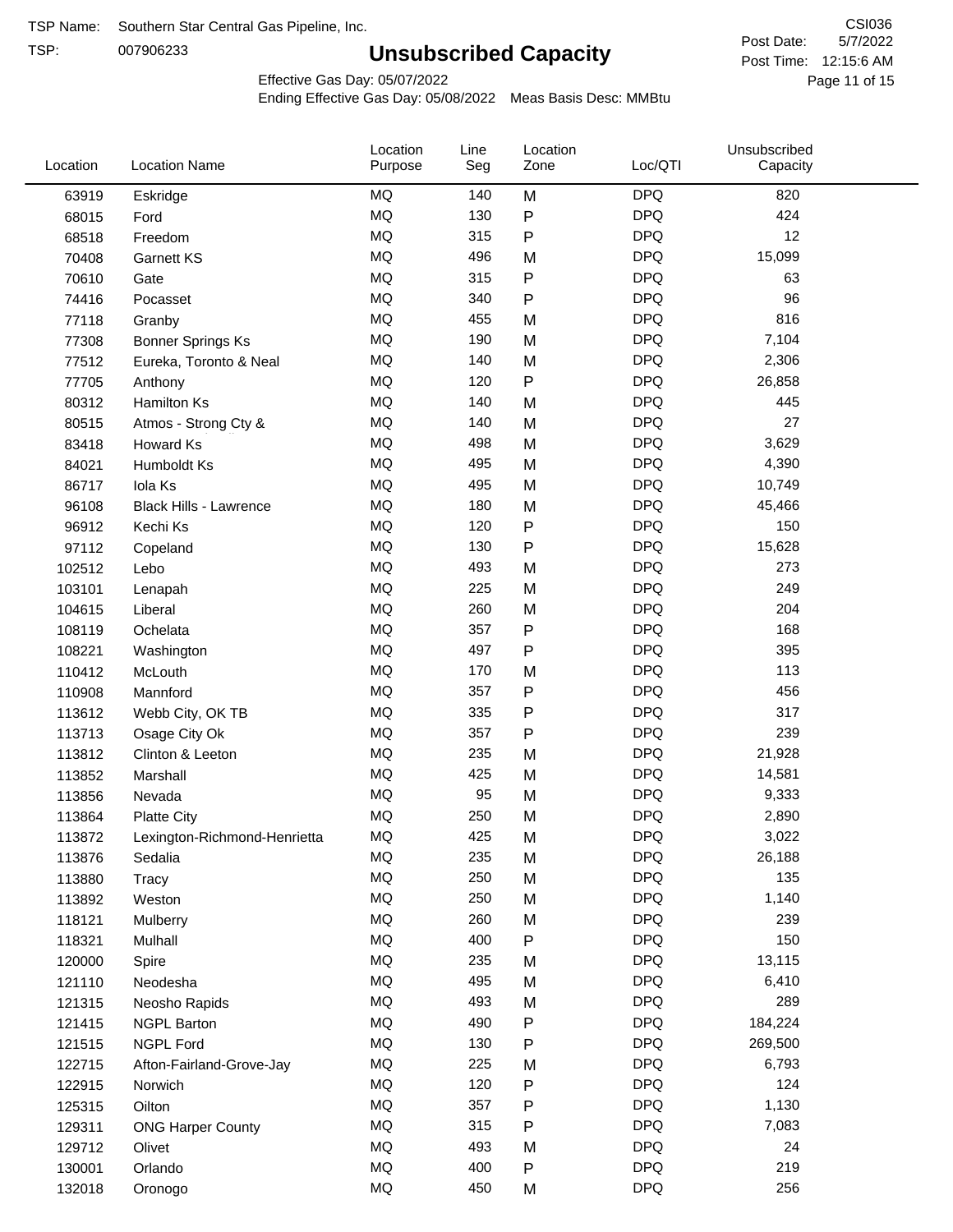TSP Name: Southern Star Central Gas Pipeline, Inc.
TSP: 007906233

# Unsubscribed Capacity

CSI036
Post Date: 5/7/2022
Post Time: 12:15:6 AM

Effective Gas Day: 05/07/2022
Ending Effective Gas Day: 05/08/2022 Meas Basis Desc: MMBtu

| Location | Location Name | Location Purpose | Line Seg | Location Zone | Loc/QTI | Unsubscribed Capacity |
|---|---|---|---|---|---|---|
| 63919 | Eskridge | MQ | 140 | M | DPQ | 820 |
| 68015 | Ford | MQ | 130 | P | DPQ | 424 |
| 68518 | Freedom | MQ | 315 | P | DPQ | 12 |
| 70408 | Garnett KS | MQ | 496 | M | DPQ | 15,099 |
| 70610 | Gate | MQ | 315 | P | DPQ | 63 |
| 74416 | Pocasset | MQ | 340 | P | DPQ | 96 |
| 77118 | Granby | MQ | 455 | M | DPQ | 816 |
| 77308 | Bonner Springs Ks | MQ | 190 | M | DPQ | 7,104 |
| 77512 | Eureka, Toronto & Neal | MQ | 140 | M | DPQ | 2,306 |
| 77705 | Anthony | MQ | 120 | P | DPQ | 26,858 |
| 80312 | Hamilton Ks | MQ | 140 | M | DPQ | 445 |
| 80515 | Atmos - Strong Cty & | MQ | 140 | M | DPQ | 27 |
| 83418 | Howard Ks | MQ | 498 | M | DPQ | 3,629 |
| 84021 | Humboldt Ks | MQ | 495 | M | DPQ | 4,390 |
| 86717 | Iola Ks | MQ | 495 | M | DPQ | 10,749 |
| 96108 | Black Hills - Lawrence | MQ | 180 | M | DPQ | 45,466 |
| 96912 | Kechi Ks | MQ | 120 | P | DPQ | 150 |
| 97112 | Copeland | MQ | 130 | P | DPQ | 15,628 |
| 102512 | Lebo | MQ | 493 | M | DPQ | 273 |
| 103101 | Lenapah | MQ | 225 | M | DPQ | 249 |
| 104615 | Liberal | MQ | 260 | M | DPQ | 204 |
| 108119 | Ochelata | MQ | 357 | P | DPQ | 168 |
| 108221 | Washington | MQ | 497 | P | DPQ | 395 |
| 110412 | McLouth | MQ | 170 | M | DPQ | 113 |
| 110908 | Mannford | MQ | 357 | P | DPQ | 456 |
| 113612 | Webb City, OK TB | MQ | 335 | P | DPQ | 317 |
| 113713 | Osage City Ok | MQ | 357 | P | DPQ | 239 |
| 113812 | Clinton & Leeton | MQ | 235 | M | DPQ | 21,928 |
| 113852 | Marshall | MQ | 425 | M | DPQ | 14,581 |
| 113856 | Nevada | MQ | 95 | M | DPQ | 9,333 |
| 113864 | Platte City | MQ | 250 | M | DPQ | 2,890 |
| 113872 | Lexington-Richmond-Henrietta | MQ | 425 | M | DPQ | 3,022 |
| 113876 | Sedalia | MQ | 235 | M | DPQ | 26,188 |
| 113880 | Tracy | MQ | 250 | M | DPQ | 135 |
| 113892 | Weston | MQ | 250 | M | DPQ | 1,140 |
| 118121 | Mulberry | MQ | 260 | M | DPQ | 239 |
| 118321 | Mulhall | MQ | 400 | P | DPQ | 150 |
| 120000 | Spire | MQ | 235 | M | DPQ | 13,115 |
| 121110 | Neodesha | MQ | 495 | M | DPQ | 6,410 |
| 121315 | Neosho Rapids | MQ | 493 | M | DPQ | 289 |
| 121415 | NGPL Barton | MQ | 490 | P | DPQ | 184,224 |
| 121515 | NGPL Ford | MQ | 130 | P | DPQ | 269,500 |
| 122715 | Afton-Fairland-Grove-Jay | MQ | 225 | M | DPQ | 6,793 |
| 122915 | Norwich | MQ | 120 | P | DPQ | 124 |
| 125315 | Oilton | MQ | 357 | P | DPQ | 1,130 |
| 129311 | ONG Harper County | MQ | 315 | P | DPQ | 7,083 |
| 129712 | Olivet | MQ | 493 | M | DPQ | 24 |
| 130001 | Orlando | MQ | 400 | P | DPQ | 219 |
| 132018 | Oronogo | MQ | 450 | M | DPQ | 256 |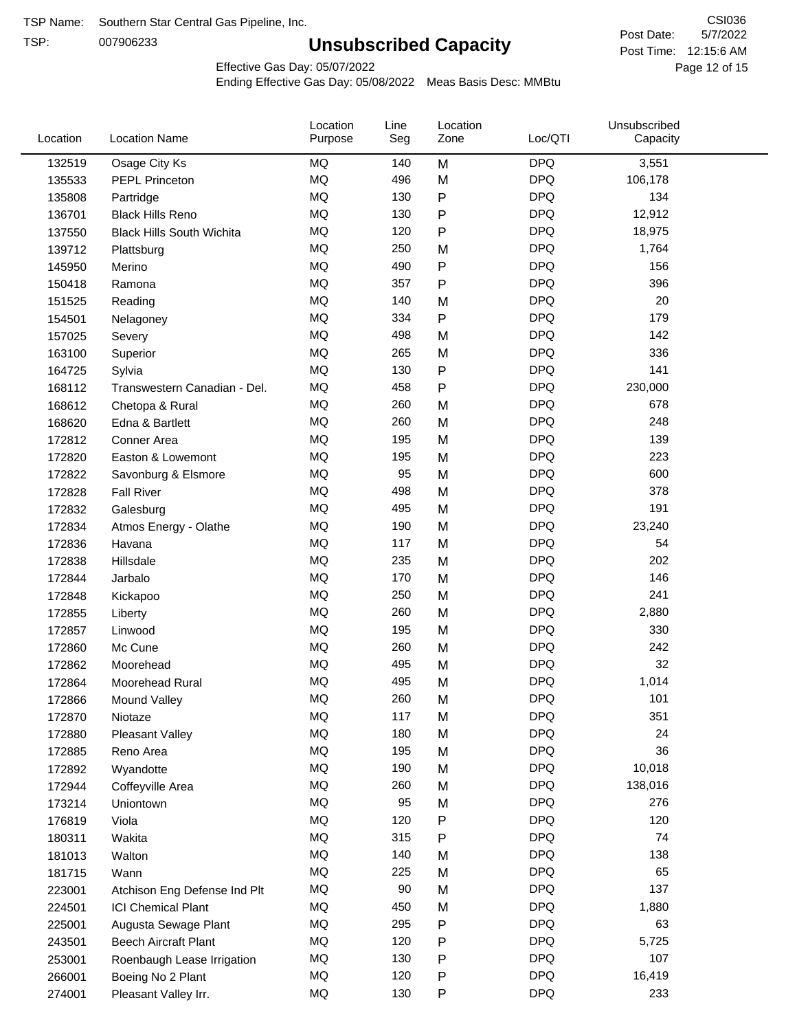TSP Name: Southern Star Central Gas Pipeline, Inc.

TSP: 007906233

# Unsubscribed Capacity

CSI036

Post Date: 5/7/2022

Post Time: 12:15:6 AM

Effective Gas Day: 05/07/2022

Ending Effective Gas Day: 05/08/2022 Meas Basis Desc: MMBtu

| Location | Location Name | Location Purpose | Line Seg | Location Zone | Loc/QTI | Unsubscribed Capacity |
|---|---|---|---|---|---|---|
| 132519 | Osage City Ks | MQ | 140 | M | DPQ | 3,551 |
| 135533 | PEPL Princeton | MQ | 496 | M | DPQ | 106,178 |
| 135808 | Partridge | MQ | 130 | P | DPQ | 134 |
| 136701 | Black Hills Reno | MQ | 130 | P | DPQ | 12,912 |
| 137550 | Black Hills South Wichita | MQ | 120 | P | DPQ | 18,975 |
| 139712 | Plattsburg | MQ | 250 | M | DPQ | 1,764 |
| 145950 | Merino | MQ | 490 | P | DPQ | 156 |
| 150418 | Ramona | MQ | 357 | P | DPQ | 396 |
| 151525 | Reading | MQ | 140 | M | DPQ | 20 |
| 154501 | Nelagoney | MQ | 334 | P | DPQ | 179 |
| 157025 | Severy | MQ | 498 | M | DPQ | 142 |
| 163100 | Superior | MQ | 265 | M | DPQ | 336 |
| 164725 | Sylvia | MQ | 130 | P | DPQ | 141 |
| 168112 | Transwestern Canadian - Del. | MQ | 458 | P | DPQ | 230,000 |
| 168612 | Chetopa & Rural | MQ | 260 | M | DPQ | 678 |
| 168620 | Edna & Bartlett | MQ | 260 | M | DPQ | 248 |
| 172812 | Conner Area | MQ | 195 | M | DPQ | 139 |
| 172820 | Easton & Lowemont | MQ | 195 | M | DPQ | 223 |
| 172822 | Savonburg & Elsmore | MQ | 95 | M | DPQ | 600 |
| 172828 | Fall River | MQ | 498 | M | DPQ | 378 |
| 172832 | Galesburg | MQ | 495 | M | DPQ | 191 |
| 172834 | Atmos Energy - Olathe | MQ | 190 | M | DPQ | 23,240 |
| 172836 | Havana | MQ | 117 | M | DPQ | 54 |
| 172838 | Hillsdale | MQ | 235 | M | DPQ | 202 |
| 172844 | Jarbalo | MQ | 170 | M | DPQ | 146 |
| 172848 | Kickapoo | MQ | 250 | M | DPQ | 241 |
| 172855 | Liberty | MQ | 260 | M | DPQ | 2,880 |
| 172857 | Linwood | MQ | 195 | M | DPQ | 330 |
| 172860 | Mc Cune | MQ | 260 | M | DPQ | 242 |
| 172862 | Moorehead | MQ | 495 | M | DPQ | 32 |
| 172864 | Moorehead Rural | MQ | 495 | M | DPQ | 1,014 |
| 172866 | Mound Valley | MQ | 260 | M | DPQ | 101 |
| 172870 | Niotaze | MQ | 117 | M | DPQ | 351 |
| 172880 | Pleasant Valley | MQ | 180 | M | DPQ | 24 |
| 172885 | Reno Area | MQ | 195 | M | DPQ | 36 |
| 172892 | Wyandotte | MQ | 190 | M | DPQ | 10,018 |
| 172944 | Coffeyville Area | MQ | 260 | M | DPQ | 138,016 |
| 173214 | Uniontown | MQ | 95 | M | DPQ | 276 |
| 176819 | Viola | MQ | 120 | P | DPQ | 120 |
| 180311 | Wakita | MQ | 315 | P | DPQ | 74 |
| 181013 | Walton | MQ | 140 | M | DPQ | 138 |
| 181715 | Wann | MQ | 225 | M | DPQ | 65 |
| 223001 | Atchison Eng Defense Ind Plt | MQ | 90 | M | DPQ | 137 |
| 224501 | ICI Chemical Plant | MQ | 450 | M | DPQ | 1,880 |
| 225001 | Augusta Sewage Plant | MQ | 295 | P | DPQ | 63 |
| 243501 | Beech Aircraft Plant | MQ | 120 | P | DPQ | 5,725 |
| 253001 | Roenbaugh Lease Irrigation | MQ | 130 | P | DPQ | 107 |
| 266001 | Boeing No 2 Plant | MQ | 120 | P | DPQ | 16,419 |
| 274001 | Pleasant Valley Irr. | MQ | 130 | P | DPQ | 233 |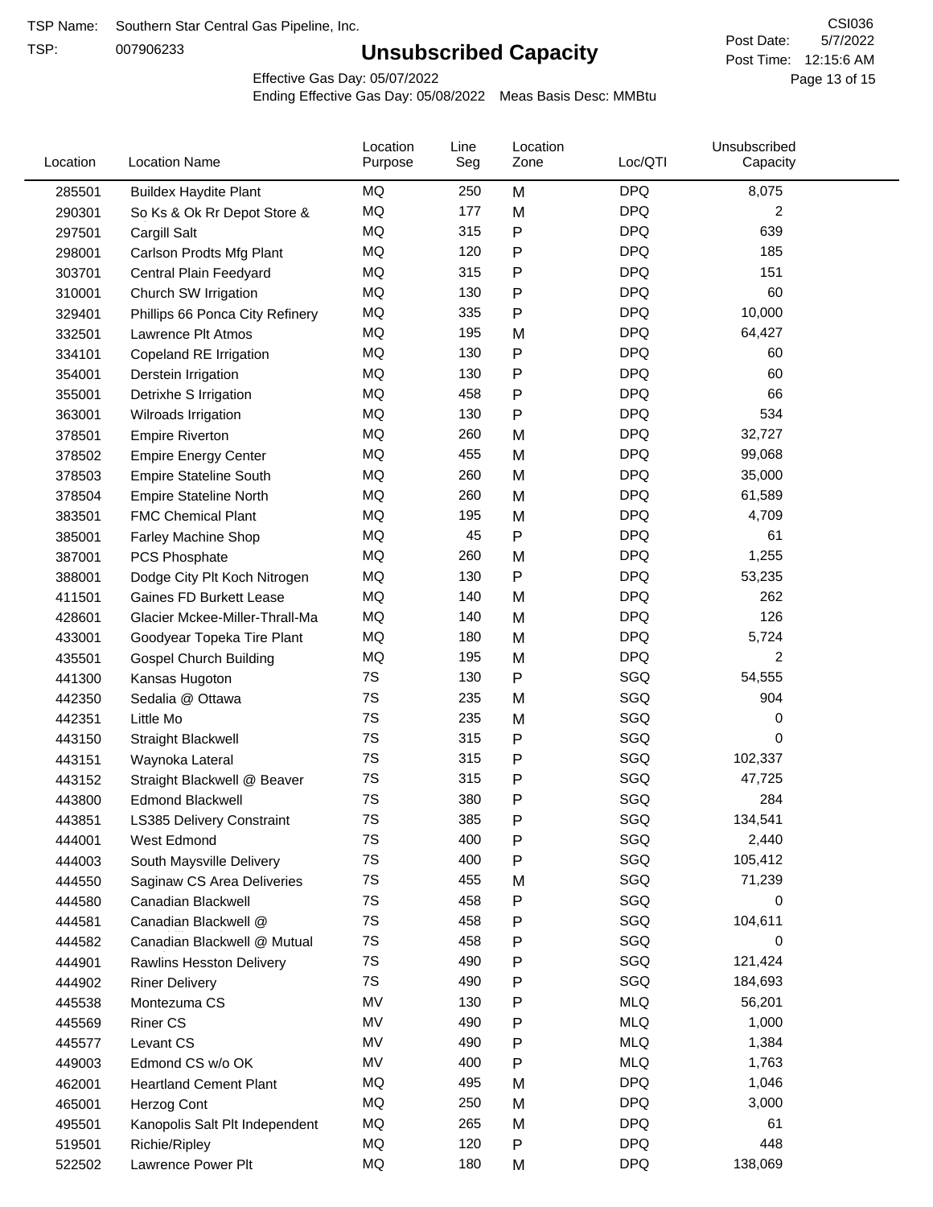TSP Name: Southern Star Central Gas Pipeline, Inc.

TSP: 007906233

# Unsubscribed Capacity

CSI036

Post Date: 5/7/2022

Post Time: 12:15:6 AM

Effective Gas Day: 05/07/2022

Ending Effective Gas Day: 05/08/2022 Meas Basis Desc: MMBtu

| Location | Location Name | Location Purpose | Line Seg | Location Zone | Loc/QTI | Unsubscribed Capacity |
|---|---|---|---|---|---|---|
| 285501 | Buildex Haydite Plant | MQ | 250 | M | DPQ | 8,075 |
| 290301 | So Ks & Ok Rr Depot Store & | MQ | 177 | M | DPQ | 2 |
| 297501 | Cargill Salt | MQ | 315 | P | DPQ | 639 |
| 298001 | Carlson Prodts Mfg Plant | MQ | 120 | P | DPQ | 185 |
| 303701 | Central Plain Feedyard | MQ | 315 | P | DPQ | 151 |
| 310001 | Church SW Irrigation | MQ | 130 | P | DPQ | 60 |
| 329401 | Phillips 66 Ponca City Refinery | MQ | 335 | P | DPQ | 10,000 |
| 332501 | Lawrence Plt Atmos | MQ | 195 | M | DPQ | 64,427 |
| 334101 | Copeland RE Irrigation | MQ | 130 | P | DPQ | 60 |
| 354001 | Derstein Irrigation | MQ | 130 | P | DPQ | 60 |
| 355001 | Detrixhe S Irrigation | MQ | 458 | P | DPQ | 66 |
| 363001 | Wilroads Irrigation | MQ | 130 | P | DPQ | 534 |
| 378501 | Empire Riverton | MQ | 260 | M | DPQ | 32,727 |
| 378502 | Empire Energy Center | MQ | 455 | M | DPQ | 99,068 |
| 378503 | Empire Stateline South | MQ | 260 | M | DPQ | 35,000 |
| 378504 | Empire Stateline North | MQ | 260 | M | DPQ | 61,589 |
| 383501 | FMC Chemical Plant | MQ | 195 | M | DPQ | 4,709 |
| 385001 | Farley Machine Shop | MQ | 45 | P | DPQ | 61 |
| 387001 | PCS Phosphate | MQ | 260 | M | DPQ | 1,255 |
| 388001 | Dodge City Plt Koch Nitrogen | MQ | 130 | P | DPQ | 53,235 |
| 411501 | Gaines FD Burkett Lease | MQ | 140 | M | DPQ | 262 |
| 428601 | Glacier Mckee-Miller-Thrall-Ma | MQ | 140 | M | DPQ | 126 |
| 433001 | Goodyear Topeka Tire Plant | MQ | 180 | M | DPQ | 5,724 |
| 435501 | Gospel Church Building | MQ | 195 | M | DPQ | 2 |
| 441300 | Kansas Hugoton | 7S | 130 | P | SGQ | 54,555 |
| 442350 | Sedalia @ Ottawa | 7S | 235 | M | SGQ | 904 |
| 442351 | Little Mo | 7S | 235 | M | SGQ | 0 |
| 443150 | Straight Blackwell | 7S | 315 | P | SGQ | 0 |
| 443151 | Waynoka Lateral | 7S | 315 | P | SGQ | 102,337 |
| 443152 | Straight Blackwell @ Beaver | 7S | 315 | P | SGQ | 47,725 |
| 443800 | Edmond Blackwell | 7S | 380 | P | SGQ | 284 |
| 443851 | LS385 Delivery Constraint | 7S | 385 | P | SGQ | 134,541 |
| 444001 | West Edmond | 7S | 400 | P | SGQ | 2,440 |
| 444003 | South Maysville Delivery | 7S | 400 | P | SGQ | 105,412 |
| 444550 | Saginaw CS Area Deliveries | 7S | 455 | M | SGQ | 71,239 |
| 444580 | Canadian Blackwell | 7S | 458 | P | SGQ | 0 |
| 444581 | Canadian Blackwell @ | 7S | 458 | P | SGQ | 104,611 |
| 444582 | Canadian Blackwell @ Mutual | 7S | 458 | P | SGQ | 0 |
| 444901 | Rawlins Hesston Delivery | 7S | 490 | P | SGQ | 121,424 |
| 444902 | Riner Delivery | 7S | 490 | P | SGQ | 184,693 |
| 445538 | Montezuma CS | MV | 130 | P | MLQ | 56,201 |
| 445569 | Riner CS | MV | 490 | P | MLQ | 1,000 |
| 445577 | Levant CS | MV | 490 | P | MLQ | 1,384 |
| 449003 | Edmond CS w/o OK | MV | 400 | P | MLQ | 1,763 |
| 462001 | Heartland Cement Plant | MQ | 495 | M | DPQ | 1,046 |
| 465001 | Herzog Cont | MQ | 250 | M | DPQ | 3,000 |
| 495501 | Kanopolis Salt Plt Independent | MQ | 265 | M | DPQ | 61 |
| 519501 | Richie/Ripley | MQ | 120 | P | DPQ | 448 |
| 522502 | Lawrence Power Plt | MQ | 180 | M | DPQ | 138,069 |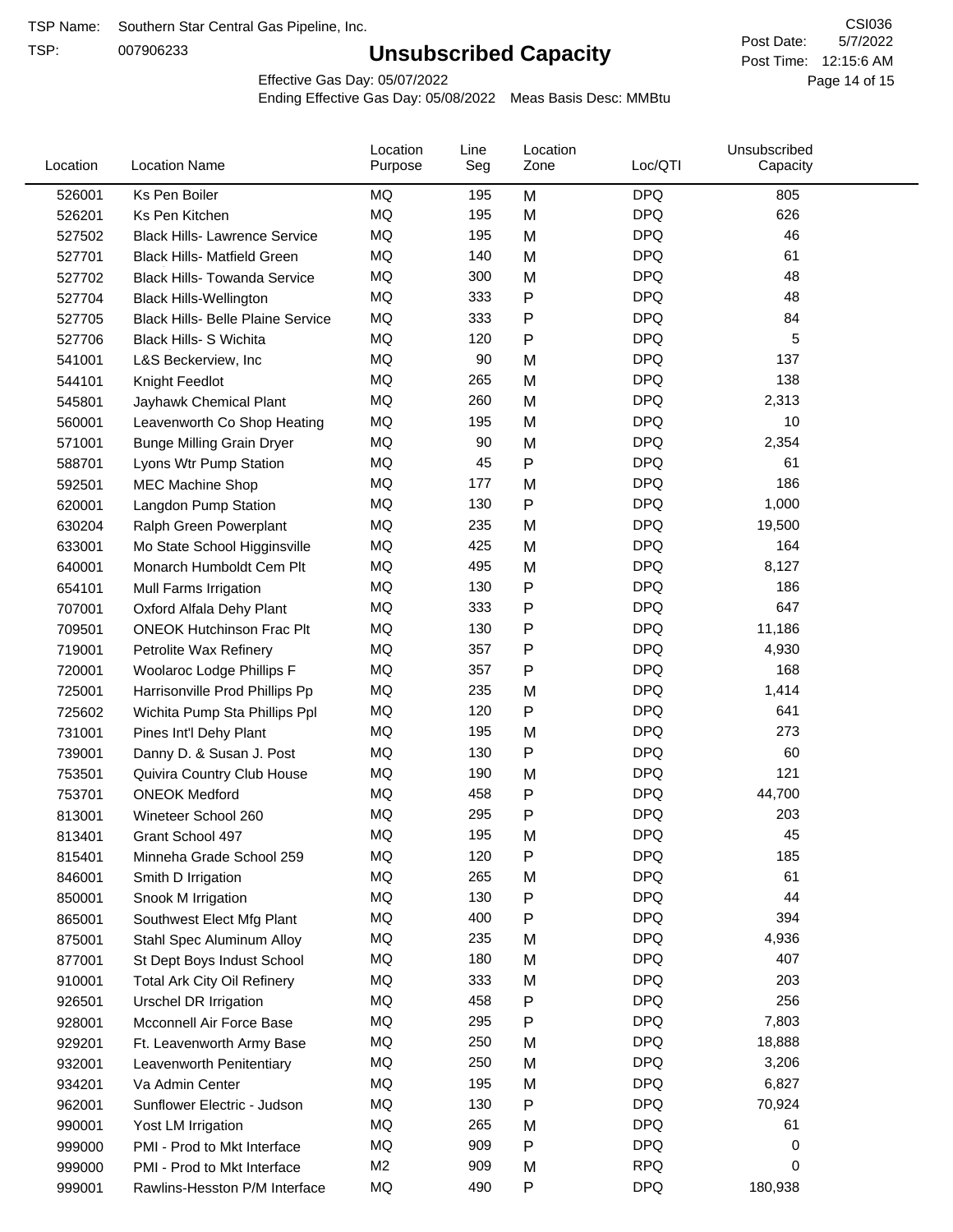TSP Name: Southern Star Central Gas Pipeline, Inc.

TSP: 007906233

# Unsubscribed Capacity

CSI036

Post Date: 5/7/2022

Post Time: 12:15:6 AM

Effective Gas Day: 05/07/2022

Ending Effective Gas Day: 05/08/2022 Meas Basis Desc: MMBtu

| Location | Location Name | Location Purpose | Line Seg | Location Zone | Loc/QTI | Unsubscribed Capacity |
|---|---|---|---|---|---|---|
| 526001 | Ks Pen Boiler | MQ | 195 | M | DPQ | 805 |
| 526201 | Ks Pen Kitchen | MQ | 195 | M | DPQ | 626 |
| 527502 | Black Hills- Lawrence Service | MQ | 195 | M | DPQ | 46 |
| 527701 | Black Hills- Matfield Green | MQ | 140 | M | DPQ | 61 |
| 527702 | Black Hills- Towanda Service | MQ | 300 | M | DPQ | 48 |
| 527704 | Black Hills-Wellington | MQ | 333 | P | DPQ | 48 |
| 527705 | Black Hills- Belle Plaine Service | MQ | 333 | P | DPQ | 84 |
| 527706 | Black Hills- S Wichita | MQ | 120 | P | DPQ | 5 |
| 541001 | L&S Beckerview, Inc | MQ | 90 | M | DPQ | 137 |
| 544101 | Knight Feedlot | MQ | 265 | M | DPQ | 138 |
| 545801 | Jayhawk Chemical Plant | MQ | 260 | M | DPQ | 2,313 |
| 560001 | Leavenworth Co Shop Heating | MQ | 195 | M | DPQ | 10 |
| 571001 | Bunge Milling Grain Dryer | MQ | 90 | M | DPQ | 2,354 |
| 588701 | Lyons Wtr Pump Station | MQ | 45 | P | DPQ | 61 |
| 592501 | MEC Machine Shop | MQ | 177 | M | DPQ | 186 |
| 620001 | Langdon Pump Station | MQ | 130 | P | DPQ | 1,000 |
| 630204 | Ralph Green Powerplant | MQ | 235 | M | DPQ | 19,500 |
| 633001 | Mo State School Higginsville | MQ | 425 | M | DPQ | 164 |
| 640001 | Monarch Humboldt Cem Plt | MQ | 495 | M | DPQ | 8,127 |
| 654101 | Mull Farms Irrigation | MQ | 130 | P | DPQ | 186 |
| 707001 | Oxford Alfala Dehy Plant | MQ | 333 | P | DPQ | 647 |
| 709501 | ONEOK Hutchinson Frac Plt | MQ | 130 | P | DPQ | 11,186 |
| 719001 | Petrolite Wax Refinery | MQ | 357 | P | DPQ | 4,930 |
| 720001 | Woolaroc Lodge Phillips F | MQ | 357 | P | DPQ | 168 |
| 725001 | Harrisonville Prod Phillips Pp | MQ | 235 | M | DPQ | 1,414 |
| 725602 | Wichita Pump Sta Phillips Ppl | MQ | 120 | P | DPQ | 641 |
| 731001 | Pines Int'l Dehy Plant | MQ | 195 | M | DPQ | 273 |
| 739001 | Danny D. & Susan J. Post | MQ | 130 | P | DPQ | 60 |
| 753501 | Quivira Country Club House | MQ | 190 | M | DPQ | 121 |
| 753701 | ONEOK Medford | MQ | 458 | P | DPQ | 44,700 |
| 813001 | Wineteer School 260 | MQ | 295 | P | DPQ | 203 |
| 813401 | Grant School 497 | MQ | 195 | M | DPQ | 45 |
| 815401 | Minneha Grade School 259 | MQ | 120 | P | DPQ | 185 |
| 846001 | Smith D Irrigation | MQ | 265 | M | DPQ | 61 |
| 850001 | Snook M Irrigation | MQ | 130 | P | DPQ | 44 |
| 865001 | Southwest Elect Mfg Plant | MQ | 400 | P | DPQ | 394 |
| 875001 | Stahl Spec Aluminum Alloy | MQ | 235 | M | DPQ | 4,936 |
| 877001 | St Dept Boys Indust School | MQ | 180 | M | DPQ | 407 |
| 910001 | Total Ark City Oil Refinery | MQ | 333 | M | DPQ | 203 |
| 926501 | Urschel DR Irrigation | MQ | 458 | P | DPQ | 256 |
| 928001 | Mcconnell Air Force Base | MQ | 295 | P | DPQ | 7,803 |
| 929201 | Ft. Leavenworth Army Base | MQ | 250 | M | DPQ | 18,888 |
| 932001 | Leavenworth Penitentiary | MQ | 250 | M | DPQ | 3,206 |
| 934201 | Va Admin Center | MQ | 195 | M | DPQ | 6,827 |
| 962001 | Sunflower Electric - Judson | MQ | 130 | P | DPQ | 70,924 |
| 990001 | Yost LM Irrigation | MQ | 265 | M | DPQ | 61 |
| 999000 | PMI - Prod to Mkt Interface | MQ | 909 | P | DPQ | 0 |
| 999000 | PMI - Prod to Mkt Interface | M2 | 909 | M | RPQ | 0 |
| 999001 | Rawlins-Hesston P/M Interface | MQ | 490 | P | DPQ | 180,938 |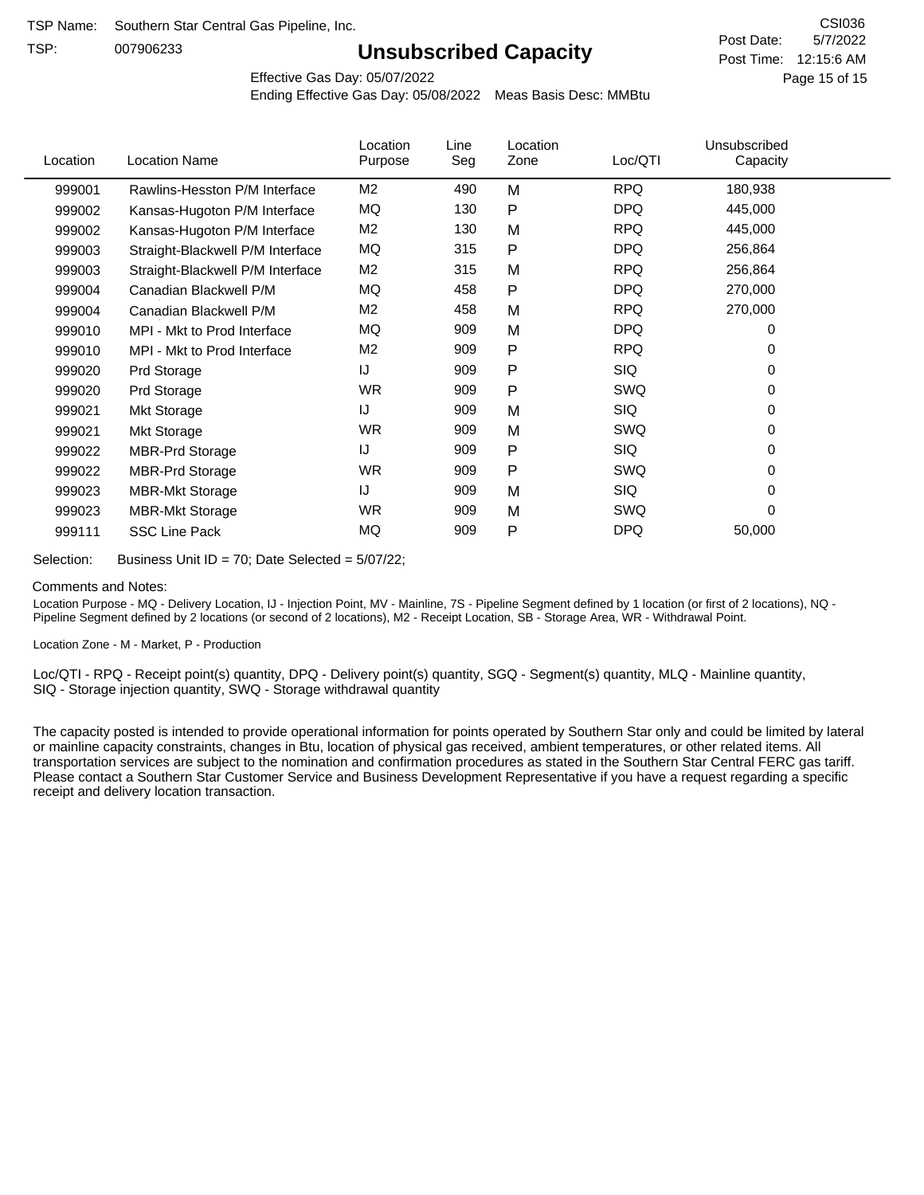TSP Name: Southern Star Central Gas Pipeline, Inc.

TSP: 007906233

# Unsubscribed Capacity

CSI036

Post Date: 5/7/2022

Post Time: 12:15:6 AM

Effective Gas Day: 05/07/2022

Ending Effective Gas Day: 05/08/2022 Meas Basis Desc: MMBtu

| Location | Location Name | Location Purpose | Line Seg | Location Zone | Loc/QTI | Unsubscribed Capacity |
|---|---|---|---|---|---|---|
| 999001 | Rawlins-Hesston P/M Interface | M2 | 490 | M | RPQ | 180,938 |
| 999002 | Kansas-Hugoton P/M Interface | MQ | 130 | P | DPQ | 445,000 |
| 999002 | Kansas-Hugoton P/M Interface | M2 | 130 | M | RPQ | 445,000 |
| 999003 | Straight-Blackwell P/M Interface | MQ | 315 | P | DPQ | 256,864 |
| 999003 | Straight-Blackwell P/M Interface | M2 | 315 | M | RPQ | 256,864 |
| 999004 | Canadian Blackwell P/M | MQ | 458 | P | DPQ | 270,000 |
| 999004 | Canadian Blackwell P/M | M2 | 458 | M | RPQ | 270,000 |
| 999010 | MPI - Mkt to Prod Interface | MQ | 909 | M | DPQ | 0 |
| 999010 | MPI - Mkt to Prod Interface | M2 | 909 | P | RPQ | 0 |
| 999020 | Prd Storage | IJ | 909 | P | SIQ | 0 |
| 999020 | Prd Storage | WR | 909 | P | SWQ | 0 |
| 999021 | Mkt Storage | IJ | 909 | M | SIQ | 0 |
| 999021 | Mkt Storage | WR | 909 | M | SWQ | 0 |
| 999022 | MBR-Prd Storage | IJ | 909 | P | SIQ | 0 |
| 999022 | MBR-Prd Storage | WR | 909 | P | SWQ | 0 |
| 999023 | MBR-Mkt Storage | IJ | 909 | M | SIQ | 0 |
| 999023 | MBR-Mkt Storage | WR | 909 | M | SWQ | 0 |
| 999111 | SSC Line Pack | MQ | 909 | P | DPQ | 50,000 |

Selection: Business Unit ID = 70; Date Selected = 5/07/22;

Comments and Notes:

Location Purpose - MQ - Delivery Location, IJ - Injection Point, MV - Mainline, 7S - Pipeline Segment defined by 1 location (or first of 2 locations), NQ - Pipeline Segment defined by 2 locations (or second of 2 locations), M2 - Receipt Location, SB - Storage Area, WR - Withdrawal Point.

Location Zone - M - Market, P - Production

Loc/QTI - RPQ - Receipt point(s) quantity, DPQ - Delivery point(s) quantity, SGQ - Segment(s) quantity, MLQ - Mainline quantity, SIQ - Storage injection quantity, SWQ - Storage withdrawal quantity

The capacity posted is intended to provide operational information for points operated by Southern Star only and could be limited by lateral or mainline capacity constraints, changes in Btu, location of physical gas received, ambient temperatures, or other related items. All transportation services are subject to the nomination and confirmation procedures as stated in the Southern Star Central FERC gas tariff. Please contact a Southern Star Customer Service and Business Development Representative if you have a request regarding a specific receipt and delivery location transaction.